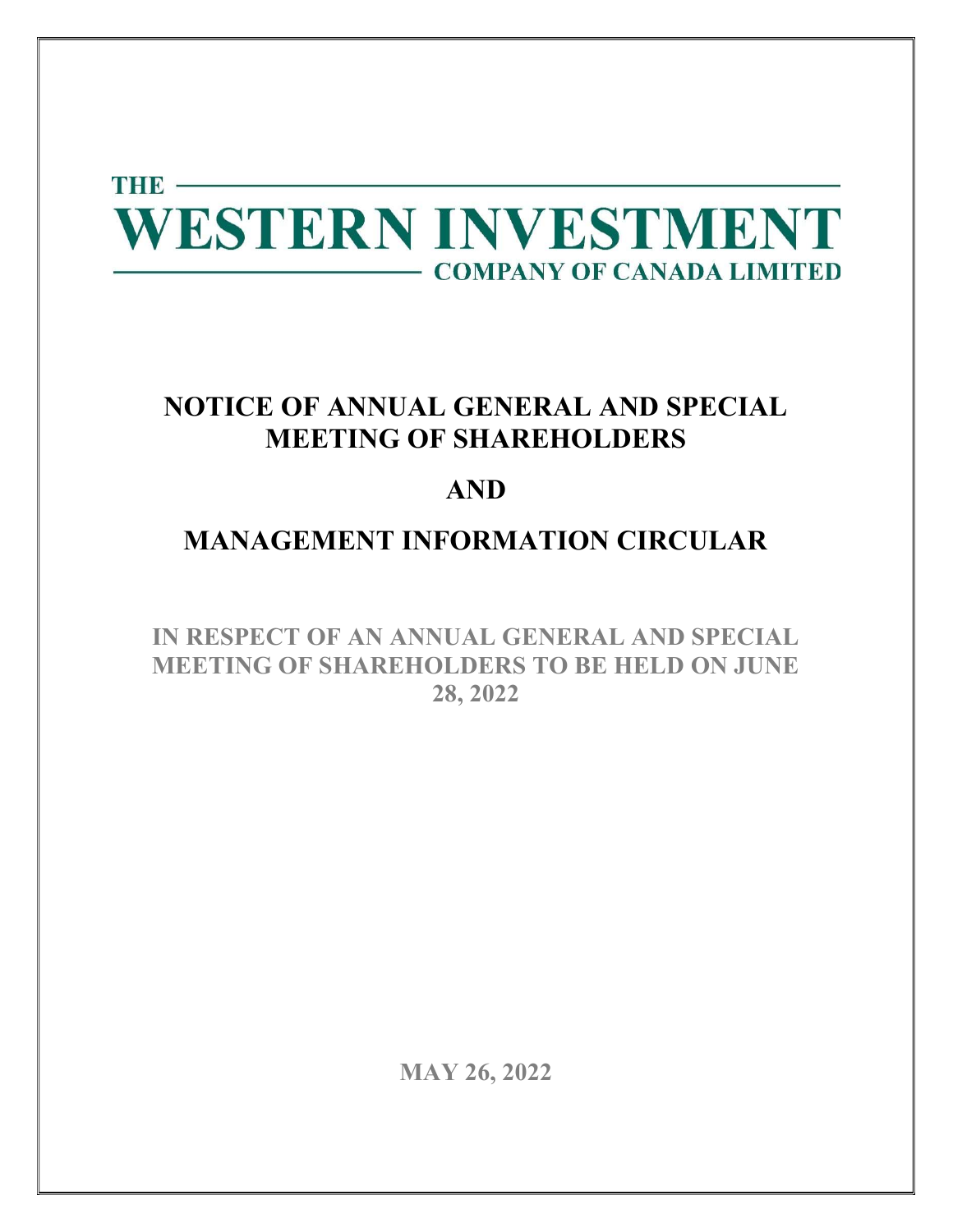THE

# WESTERN INVESTMENT

COMPANY OF CANADA LIMITED

# NOTICE OF ANNUAL GENERAL AND SPECIAL MEETING OF SHAREHOLDERS

# AND

# MANAGEMENT INFORMATION CIRCULAR

**IN RESPECT OF AN ANNUAL GENERAL AND SPECIAL MEETING OF SHAREHOLDERS TO BE HELD ON JUNE 28, 2022**

**MAY 26, 2022**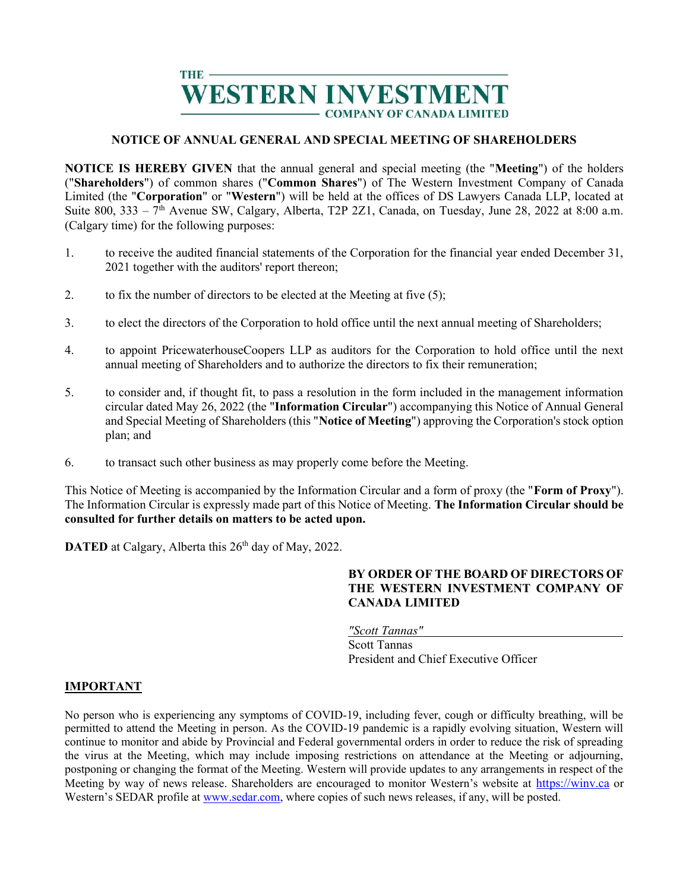THE WESTERN INVESTMENT COMPANY OF CANADA LIMITED

## NOTICE OF ANNUAL GENERAL AND SPECIAL MEETING OF SHAREHOLDERS

**NOTICE IS HEREBY GIVEN** that the annual general and special meeting (the "**Meeting**") of the holders ("**Shareholders**") of common shares ("**Common Shares**") of The Western Investment Company of Canada Limited (the "**Corporation**" or "**Western**") will be held at the offices of DS Lawyers Canada LLP, located at Suite 800, 333 – 7th Avenue SW, Calgary, Alberta, T2P 2Z1, Canada, on Tuesday, June 28, 2022 at 8:00 a.m. (Calgary time) for the following purposes:

1. to receive the audited financial statements of the Corporation for the financial year ended December 31, 2021 together with the auditors' report thereon;
2. to fix the number of directors to be elected at the Meeting at five (5);
3. to elect the directors of the Corporation to hold office until the next annual meeting of Shareholders;
4. to appoint PricewaterhouseCoopers LLP as auditors for the Corporation to hold office until the next annual meeting of Shareholders and to authorize the directors to fix their remuneration;
5. to consider and, if thought fit, to pass a resolution in the form included in the management information circular dated May 26, 2022 (the "**Information Circular**") accompanying this Notice of Annual General and Special Meeting of Shareholders (this "**Notice of Meeting**") approving the Corporation's stock option plan; and
6. to transact such other business as may properly come before the Meeting.

This Notice of Meeting is accompanied by the Information Circular and a form of proxy (the "**Form of Proxy**"). The Information Circular is expressly made part of this Notice of Meeting. **The Information Circular should be consulted for further details on matters to be acted upon.**

**DATED** at Calgary, Alberta this 26th day of May, 2022.

**BY ORDER OF THE BOARD OF DIRECTORS OF THE WESTERN INVESTMENT COMPANY OF CANADA LIMITED**

*"Scott Tannas"*
Scott Tannas
President and Chief Executive Officer

## IMPORTANT

No person who is experiencing any symptoms of COVID-19, including fever, cough or difficulty breathing, will be permitted to attend the Meeting in person. As the COVID-19 pandemic is a rapidly evolving situation, Western will continue to monitor and abide by Provincial and Federal governmental orders in order to reduce the risk of spreading the virus at the Meeting, which may include imposing restrictions on attendance at the Meeting or adjourning, postponing or changing the format of the Meeting. Western will provide updates to any arrangements in respect of the Meeting by way of news release. Shareholders are encouraged to monitor Western's website at https://winv.ca or Western's SEDAR profile at www.sedar.com, where copies of such news releases, if any, will be posted.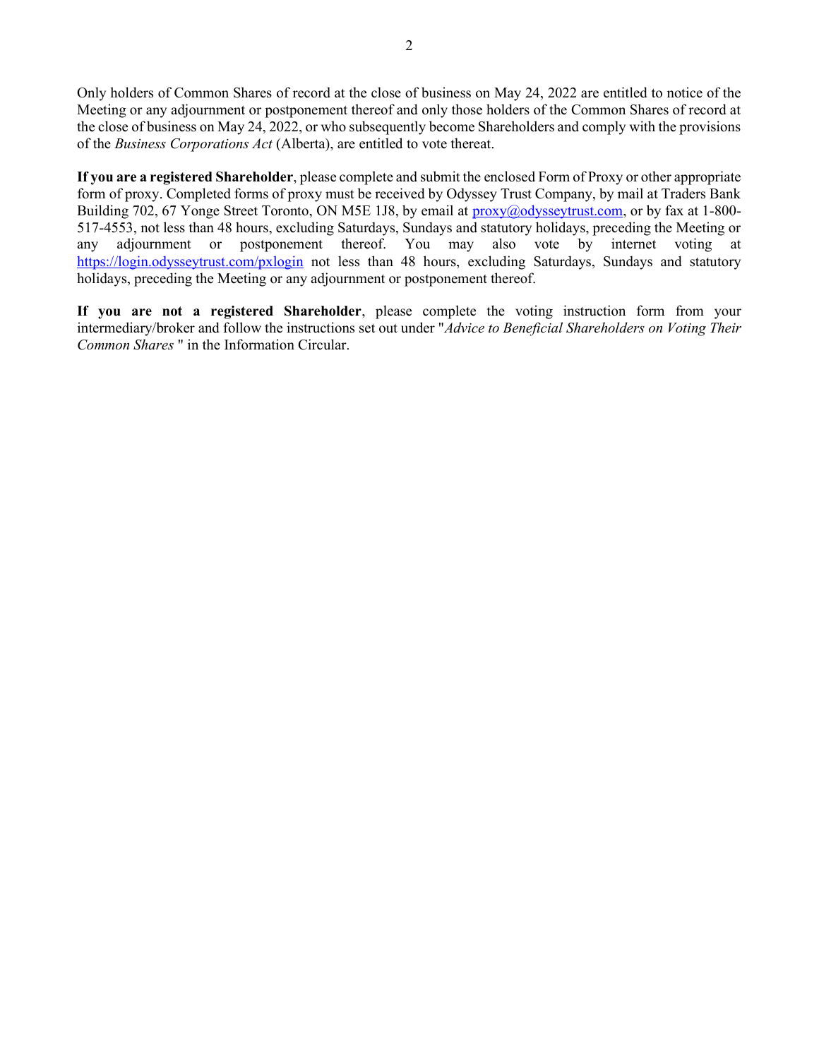Only holders of Common Shares of record at the close of business on May 24, 2022 are entitled to notice of the Meeting or any adjournment or postponement thereof and only those holders of the Common Shares of record at the close of business on May 24, 2022, or who subsequently become Shareholders and comply with the provisions of the *Business Corporations Act* (Alberta), are entitled to vote thereat.

**If you are a registered Shareholder**, please complete and submit the enclosed Form of Proxy or other appropriate form of proxy. Completed forms of proxy must be received by Odyssey Trust Company, by mail at Traders Bank Building 702, 67 Yonge Street Toronto, ON M5E 1J8, by email at proxy@odysseytrust.com, or by fax at 1-800-517-4553, not less than 48 hours, excluding Saturdays, Sundays and statutory holidays, preceding the Meeting or any adjournment or postponement thereof. You may also vote by internet voting at https://login.odysseytrust.com/pxlogin not less than 48 hours, excluding Saturdays, Sundays and statutory holidays, preceding the Meeting or any adjournment or postponement thereof.

**If you are not a registered Shareholder**, please complete the voting instruction form from your intermediary/broker and follow the instructions set out under "*Advice to Beneficial Shareholders on Voting Their Common Shares* " in the Information Circular.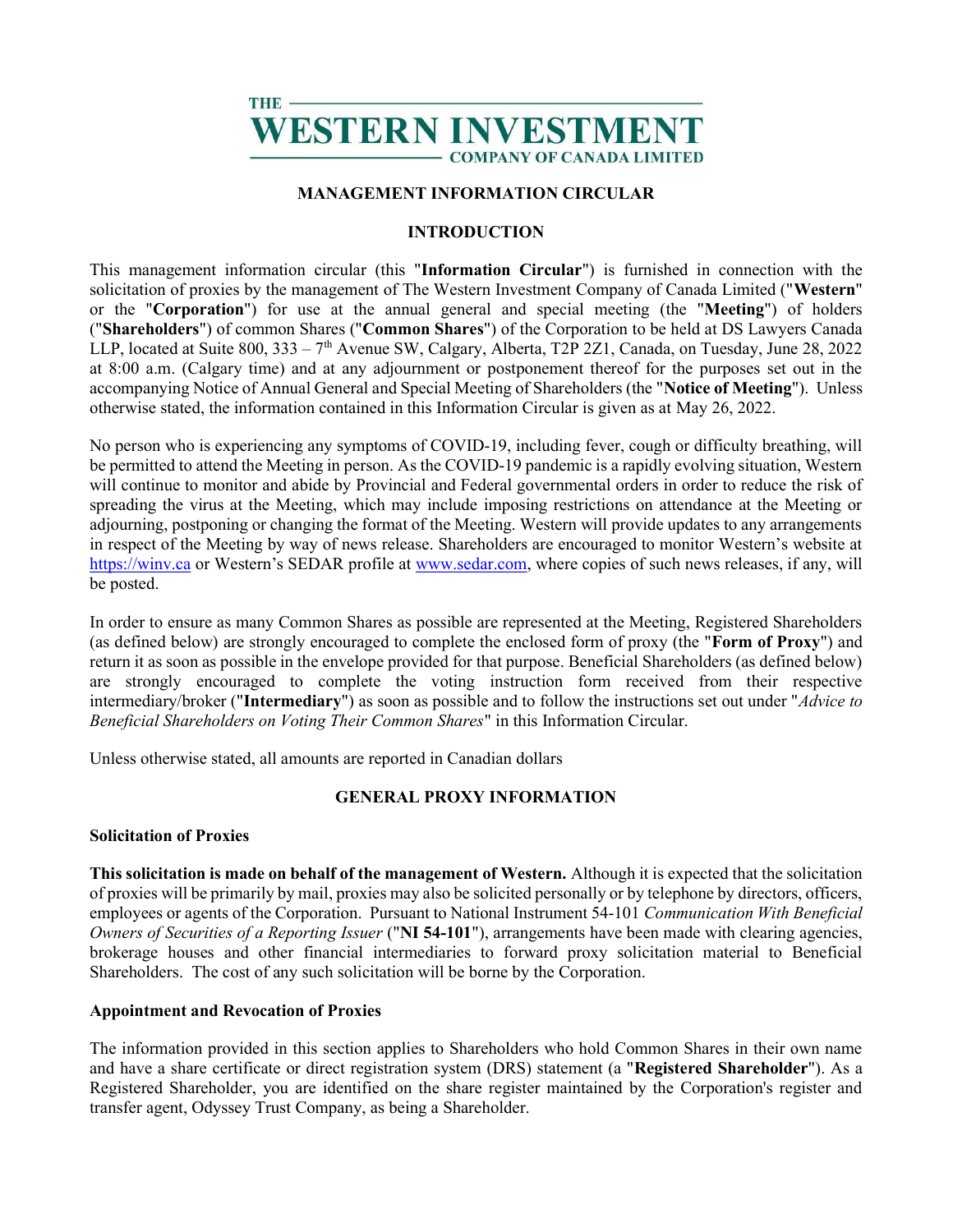THE WESTERN INVESTMENT COMPANY OF CANADA LIMITED

## MANAGEMENT INFORMATION CIRCULAR

## INTRODUCTION

This management information circular (this "**Information Circular**") is furnished in connection with the solicitation of proxies by the management of The Western Investment Company of Canada Limited ("**Western**" or the "**Corporation**") for use at the annual general and special meeting (the "**Meeting**") of holders ("**Shareholders**") of common Shares ("**Common Shares**") of the Corporation to be held at DS Lawyers Canada LLP, located at Suite 800, 333 – 7th Avenue SW, Calgary, Alberta, T2P 2Z1, Canada, on Tuesday, June 28, 2022 at 8:00 a.m. (Calgary time) and at any adjournment or postponement thereof for the purposes set out in the accompanying Notice of Annual General and Special Meeting of Shareholders (the "**Notice of Meeting**"). Unless otherwise stated, the information contained in this Information Circular is given as at May 26, 2022.

No person who is experiencing any symptoms of COVID-19, including fever, cough or difficulty breathing, will be permitted to attend the Meeting in person. As the COVID-19 pandemic is a rapidly evolving situation, Western will continue to monitor and abide by Provincial and Federal governmental orders in order to reduce the risk of spreading the virus at the Meeting, which may include imposing restrictions on attendance at the Meeting or adjourning, postponing or changing the format of the Meeting. Western will provide updates to any arrangements in respect of the Meeting by way of news release. Shareholders are encouraged to monitor Western's website at https://winv.ca or Western's SEDAR profile at www.sedar.com, where copies of such news releases, if any, will be posted.

In order to ensure as many Common Shares as possible are represented at the Meeting, Registered Shareholders (as defined below) are strongly encouraged to complete the enclosed form of proxy (the "**Form of Proxy**") and return it as soon as possible in the envelope provided for that purpose. Beneficial Shareholders (as defined below) are strongly encouraged to complete the voting instruction form received from their respective intermediary/broker ("**Intermediary**") as soon as possible and to follow the instructions set out under "*Advice to Beneficial Shareholders on Voting Their Common Shares*" in this Information Circular.

Unless otherwise stated, all amounts are reported in Canadian dollars

## GENERAL PROXY INFORMATION

### Solicitation of Proxies

**This solicitation is made on behalf of the management of Western.** Although it is expected that the solicitation of proxies will be primarily by mail, proxies may also be solicited personally or by telephone by directors, officers, employees or agents of the Corporation. Pursuant to National Instrument 54-101 *Communication With Beneficial Owners of Securities of a Reporting Issuer* ("**NI 54-101**"), arrangements have been made with clearing agencies, brokerage houses and other financial intermediaries to forward proxy solicitation material to Beneficial Shareholders. The cost of any such solicitation will be borne by the Corporation.

### Appointment and Revocation of Proxies

The information provided in this section applies to Shareholders who hold Common Shares in their own name and have a share certificate or direct registration system (DRS) statement (a "**Registered Shareholder**"). As a Registered Shareholder, you are identified on the share register maintained by the Corporation's register and transfer agent, Odyssey Trust Company, as being a Shareholder.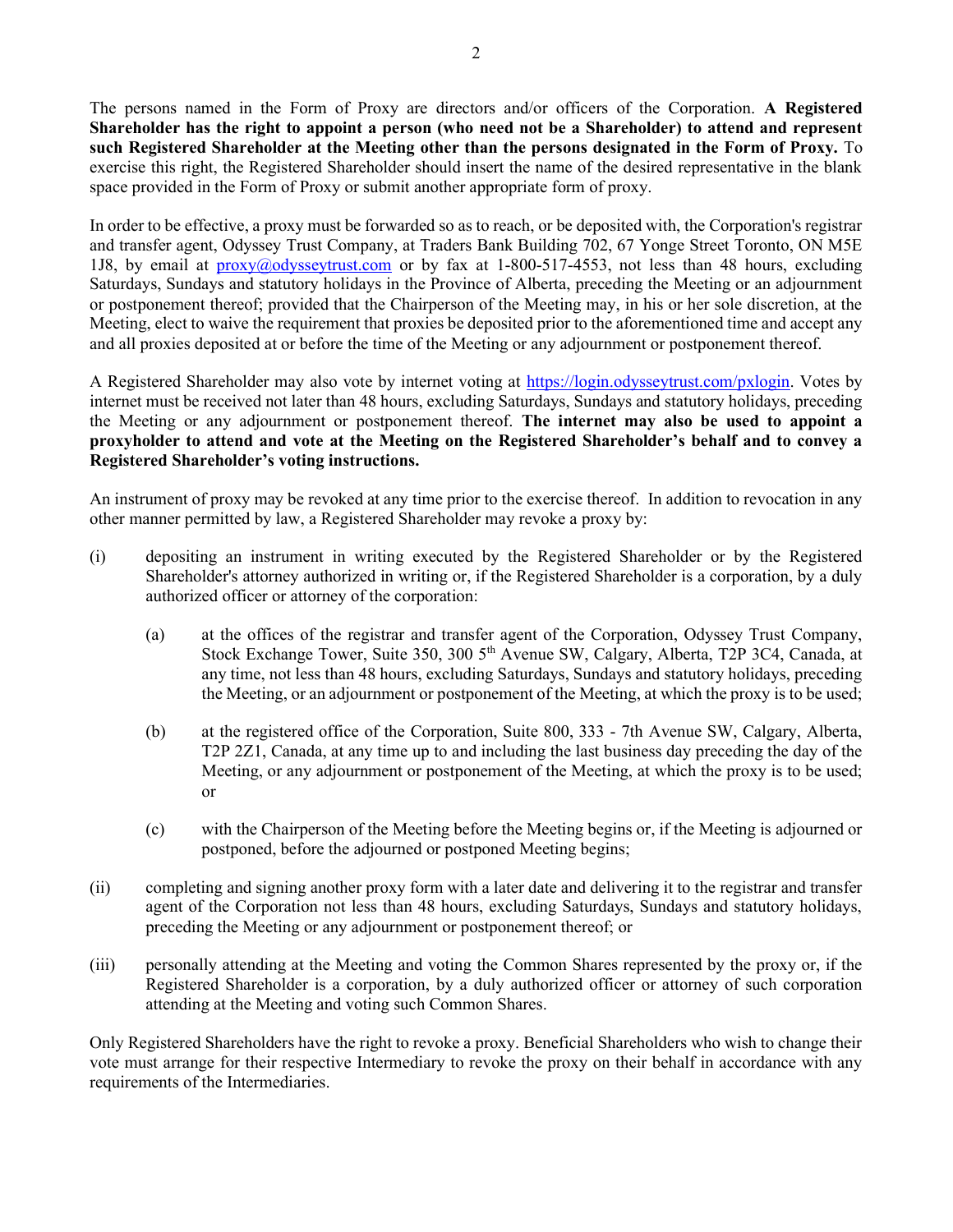The persons named in the Form of Proxy are directors and/or officers of the Corporation. **A Registered Shareholder has the right to appoint a person (who need not be a Shareholder) to attend and represent such Registered Shareholder at the Meeting other than the persons designated in the Form of Proxy.** To exercise this right, the Registered Shareholder should insert the name of the desired representative in the blank space provided in the Form of Proxy or submit another appropriate form of proxy.

In order to be effective, a proxy must be forwarded so as to reach, or be deposited with, the Corporation's registrar and transfer agent, Odyssey Trust Company, at Traders Bank Building 702, 67 Yonge Street Toronto, ON M5E 1J8, by email at proxy@odysseytrust.com or by fax at 1-800-517-4553, not less than 48 hours, excluding Saturdays, Sundays and statutory holidays in the Province of Alberta, preceding the Meeting or an adjournment or postponement thereof; provided that the Chairperson of the Meeting may, in his or her sole discretion, at the Meeting, elect to waive the requirement that proxies be deposited prior to the aforementioned time and accept any and all proxies deposited at or before the time of the Meeting or any adjournment or postponement thereof.

A Registered Shareholder may also vote by internet voting at https://login.odysseytrust.com/pxlogin. Votes by internet must be received not later than 48 hours, excluding Saturdays, Sundays and statutory holidays, preceding the Meeting or any adjournment or postponement thereof. **The internet may also be used to appoint a proxyholder to attend and vote at the Meeting on the Registered Shareholder's behalf and to convey a Registered Shareholder's voting instructions.**

An instrument of proxy may be revoked at any time prior to the exercise thereof. In addition to revocation in any other manner permitted by law, a Registered Shareholder may revoke a proxy by:

(i) depositing an instrument in writing executed by the Registered Shareholder or by the Registered Shareholder's attorney authorized in writing or, if the Registered Shareholder is a corporation, by a duly authorized officer or attorney of the corporation:

   (a) at the offices of the registrar and transfer agent of the Corporation, Odyssey Trust Company, Stock Exchange Tower, Suite 350, 300 5th Avenue SW, Calgary, Alberta, T2P 3C4, Canada, at any time, not less than 48 hours, excluding Saturdays, Sundays and statutory holidays, preceding the Meeting, or an adjournment or postponement of the Meeting, at which the proxy is to be used;

   (b) at the registered office of the Corporation, Suite 800, 333 - 7th Avenue SW, Calgary, Alberta, T2P 2Z1, Canada, at any time up to and including the last business day preceding the day of the Meeting, or any adjournment or postponement of the Meeting, at which the proxy is to be used; or

   (c) with the Chairperson of the Meeting before the Meeting begins or, if the Meeting is adjourned or postponed, before the adjourned or postponed Meeting begins;

(ii) completing and signing another proxy form with a later date and delivering it to the registrar and transfer agent of the Corporation not less than 48 hours, excluding Saturdays, Sundays and statutory holidays, preceding the Meeting or any adjournment or postponement thereof; or

(iii) personally attending at the Meeting and voting the Common Shares represented by the proxy or, if the Registered Shareholder is a corporation, by a duly authorized officer or attorney of such corporation attending at the Meeting and voting such Common Shares.

Only Registered Shareholders have the right to revoke a proxy. Beneficial Shareholders who wish to change their vote must arrange for their respective Intermediary to revoke the proxy on their behalf in accordance with any requirements of the Intermediaries.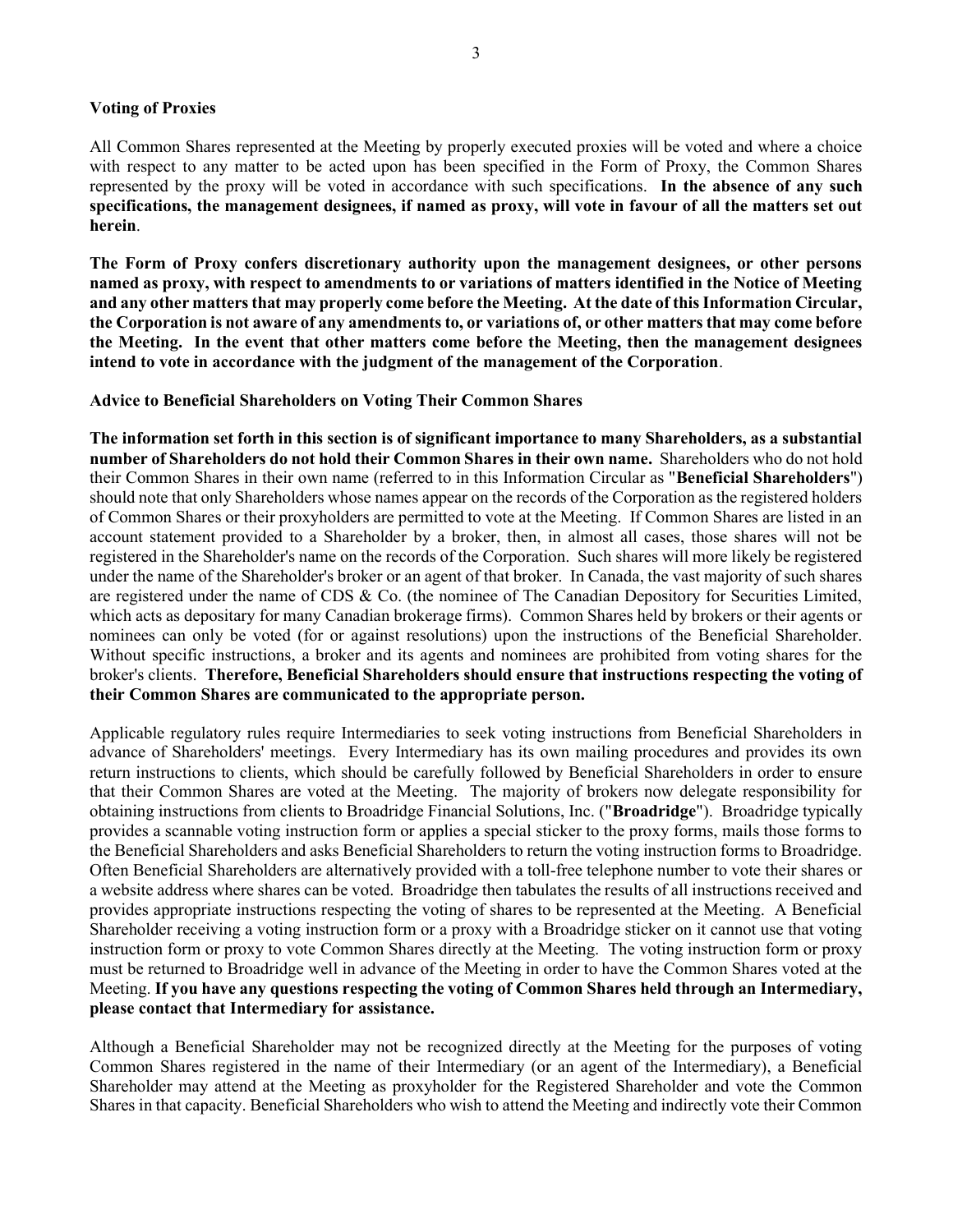**Voting of Proxies**

All Common Shares represented at the Meeting by properly executed proxies will be voted and where a choice with respect to any matter to be acted upon has been specified in the Form of Proxy, the Common Shares represented by the proxy will be voted in accordance with such specifications. **In the absence of any such specifications, the management designees, if named as proxy, will vote in favour of all the matters set out herein**.

**The Form of Proxy confers discretionary authority upon the management designees, or other persons named as proxy, with respect to amendments to or variations of matters identified in the Notice of Meeting and any other matters that may properly come before the Meeting. At the date of this Information Circular, the Corporation is not aware of any amendments to, or variations of, or other matters that may come before the Meeting. In the event that other matters come before the Meeting, then the management designees intend to vote in accordance with the judgment of the management of the Corporation**.

**Advice to Beneficial Shareholders on Voting Their Common Shares**

**The information set forth in this section is of significant importance to many Shareholders, as a substantial number of Shareholders do not hold their Common Shares in their own name.** Shareholders who do not hold their Common Shares in their own name (referred to in this Information Circular as "**Beneficial Shareholders**") should note that only Shareholders whose names appear on the records of the Corporation as the registered holders of Common Shares or their proxyholders are permitted to vote at the Meeting. If Common Shares are listed in an account statement provided to a Shareholder by a broker, then, in almost all cases, those shares will not be registered in the Shareholder's name on the records of the Corporation. Such shares will more likely be registered under the name of the Shareholder's broker or an agent of that broker. In Canada, the vast majority of such shares are registered under the name of CDS & Co. (the nominee of The Canadian Depository for Securities Limited, which acts as depositary for many Canadian brokerage firms). Common Shares held by brokers or their agents or nominees can only be voted (for or against resolutions) upon the instructions of the Beneficial Shareholder. Without specific instructions, a broker and its agents and nominees are prohibited from voting shares for the broker's clients. **Therefore, Beneficial Shareholders should ensure that instructions respecting the voting of their Common Shares are communicated to the appropriate person.**

Applicable regulatory rules require Intermediaries to seek voting instructions from Beneficial Shareholders in advance of Shareholders' meetings. Every Intermediary has its own mailing procedures and provides its own return instructions to clients, which should be carefully followed by Beneficial Shareholders in order to ensure that their Common Shares are voted at the Meeting. The majority of brokers now delegate responsibility for obtaining instructions from clients to Broadridge Financial Solutions, Inc. ("**Broadridge**"). Broadridge typically provides a scannable voting instruction form or applies a special sticker to the proxy forms, mails those forms to the Beneficial Shareholders and asks Beneficial Shareholders to return the voting instruction forms to Broadridge. Often Beneficial Shareholders are alternatively provided with a toll-free telephone number to vote their shares or a website address where shares can be voted. Broadridge then tabulates the results of all instructions received and provides appropriate instructions respecting the voting of shares to be represented at the Meeting. A Beneficial Shareholder receiving a voting instruction form or a proxy with a Broadridge sticker on it cannot use that voting instruction form or proxy to vote Common Shares directly at the Meeting. The voting instruction form or proxy must be returned to Broadridge well in advance of the Meeting in order to have the Common Shares voted at the Meeting. **If you have any questions respecting the voting of Common Shares held through an Intermediary, please contact that Intermediary for assistance.**

Although a Beneficial Shareholder may not be recognized directly at the Meeting for the purposes of voting Common Shares registered in the name of their Intermediary (or an agent of the Intermediary), a Beneficial Shareholder may attend at the Meeting as proxyholder for the Registered Shareholder and vote the Common Shares in that capacity. Beneficial Shareholders who wish to attend the Meeting and indirectly vote their Common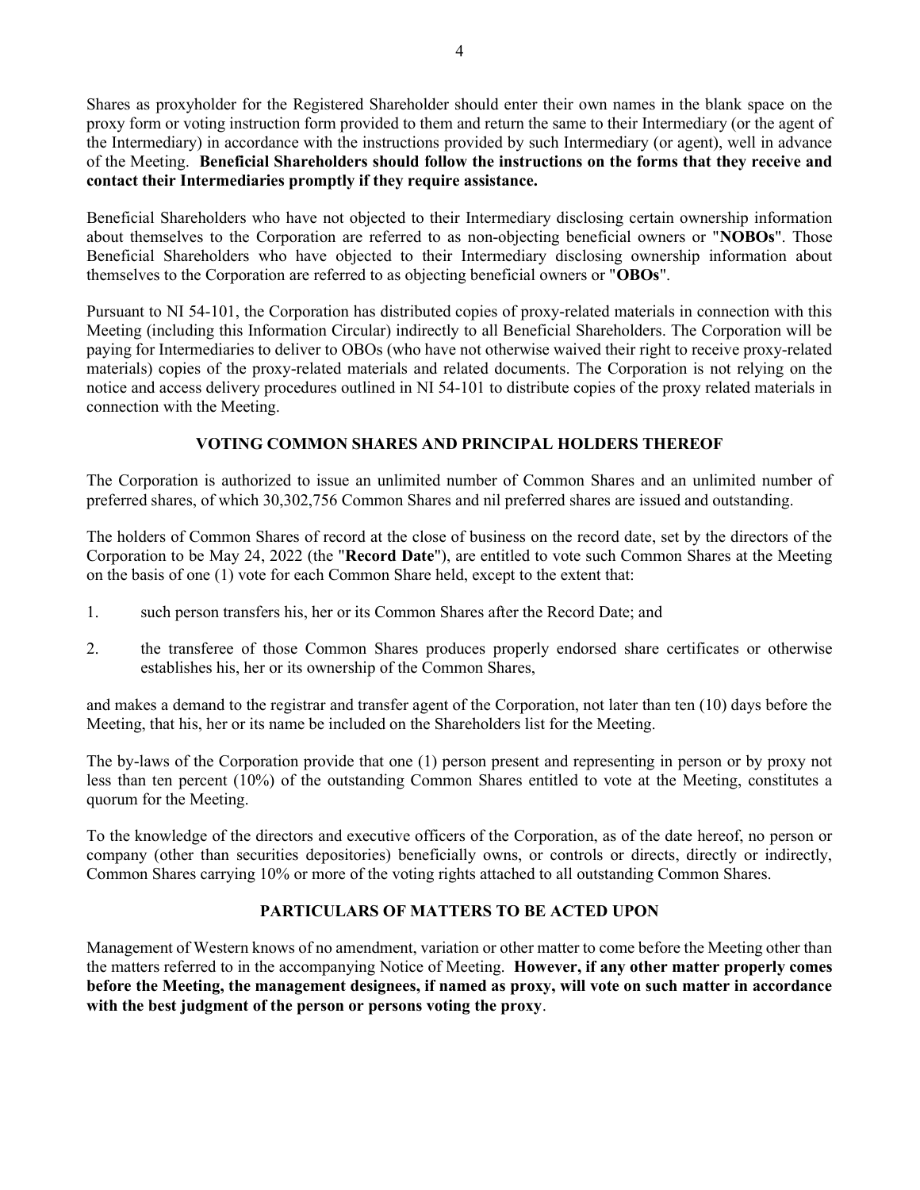Shares as proxyholder for the Registered Shareholder should enter their own names in the blank space on the proxy form or voting instruction form provided to them and return the same to their Intermediary (or the agent of the Intermediary) in accordance with the instructions provided by such Intermediary (or agent), well in advance of the Meeting. **Beneficial Shareholders should follow the instructions on the forms that they receive and contact their Intermediaries promptly if they require assistance.**

Beneficial Shareholders who have not objected to their Intermediary disclosing certain ownership information about themselves to the Corporation are referred to as non-objecting beneficial owners or "**NOBOs**". Those Beneficial Shareholders who have objected to their Intermediary disclosing ownership information about themselves to the Corporation are referred to as objecting beneficial owners or "**OBOs**".

Pursuant to NI 54-101, the Corporation has distributed copies of proxy-related materials in connection with this Meeting (including this Information Circular) indirectly to all Beneficial Shareholders. The Corporation will be paying for Intermediaries to deliver to OBOs (who have not otherwise waived their right to receive proxy-related materials) copies of the proxy-related materials and related documents. The Corporation is not relying on the notice and access delivery procedures outlined in NI 54-101 to distribute copies of the proxy related materials in connection with the Meeting.

## VOTING COMMON SHARES AND PRINCIPAL HOLDERS THEREOF

The Corporation is authorized to issue an unlimited number of Common Shares and an unlimited number of preferred shares, of which 30,302,756 Common Shares and nil preferred shares are issued and outstanding.

The holders of Common Shares of record at the close of business on the record date, set by the directors of the Corporation to be May 24, 2022 (the "**Record Date**"), are entitled to vote such Common Shares at the Meeting on the basis of one (1) vote for each Common Share held, except to the extent that:

1. such person transfers his, her or its Common Shares after the Record Date; and
2. the transferee of those Common Shares produces properly endorsed share certificates or otherwise establishes his, her or its ownership of the Common Shares,

and makes a demand to the registrar and transfer agent of the Corporation, not later than ten (10) days before the Meeting, that his, her or its name be included on the Shareholders list for the Meeting.

The by-laws of the Corporation provide that one (1) person present and representing in person or by proxy not less than ten percent (10%) of the outstanding Common Shares entitled to vote at the Meeting, constitutes a quorum for the Meeting.

To the knowledge of the directors and executive officers of the Corporation, as of the date hereof, no person or company (other than securities depositories) beneficially owns, or controls or directs, directly or indirectly, Common Shares carrying 10% or more of the voting rights attached to all outstanding Common Shares.

## PARTICULARS OF MATTERS TO BE ACTED UPON

Management of Western knows of no amendment, variation or other matter to come before the Meeting other than the matters referred to in the accompanying Notice of Meeting. **However, if any other matter properly comes before the Meeting, the management designees, if named as proxy, will vote on such matter in accordance with the best judgment of the person or persons voting the proxy**.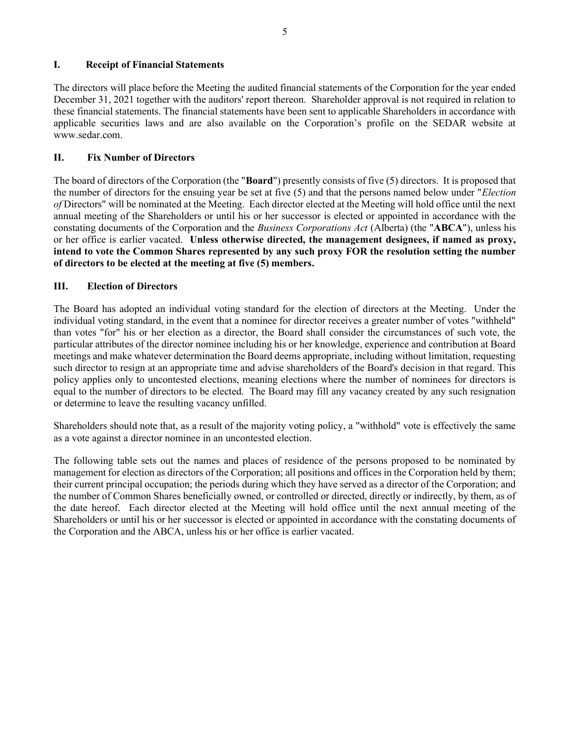## I. Receipt of Financial Statements

The directors will place before the Meeting the audited financial statements of the Corporation for the year ended December 31, 2021 together with the auditors' report thereon. Shareholder approval is not required in relation to these financial statements. The financial statements have been sent to applicable Shareholders in accordance with applicable securities laws and are also available on the Corporation's profile on the SEDAR website at www.sedar.com.

## II. Fix Number of Directors

The board of directors of the Corporation (the "**Board**") presently consists of five (5) directors. It is proposed that the number of directors for the ensuing year be set at five (5) and that the persons named below under "*Election of* Directors" will be nominated at the Meeting. Each director elected at the Meeting will hold office until the next annual meeting of the Shareholders or until his or her successor is elected or appointed in accordance with the constating documents of the Corporation and the *Business Corporations Act* (Alberta) (the "**ABCA**"), unless his or her office is earlier vacated. **Unless otherwise directed, the management designees, if named as proxy, intend to vote the Common Shares represented by any such proxy FOR the resolution setting the number of directors to be elected at the meeting at five (5) members.**

## III. Election of Directors

The Board has adopted an individual voting standard for the election of directors at the Meeting. Under the individual voting standard, in the event that a nominee for director receives a greater number of votes "withheld" than votes "for" his or her election as a director, the Board shall consider the circumstances of such vote, the particular attributes of the director nominee including his or her knowledge, experience and contribution at Board meetings and make whatever determination the Board deems appropriate, including without limitation, requesting such director to resign at an appropriate time and advise shareholders of the Board's decision in that regard. This policy applies only to uncontested elections, meaning elections where the number of nominees for directors is equal to the number of directors to be elected. The Board may fill any vacancy created by any such resignation or determine to leave the resulting vacancy unfilled.

Shareholders should note that, as a result of the majority voting policy, a "withhold" vote is effectively the same as a vote against a director nominee in an uncontested election.

The following table sets out the names and places of residence of the persons proposed to be nominated by management for election as directors of the Corporation; all positions and offices in the Corporation held by them; their current principal occupation; the periods during which they have served as a director of the Corporation; and the number of Common Shares beneficially owned, or controlled or directed, directly or indirectly, by them, as of the date hereof. Each director elected at the Meeting will hold office until the next annual meeting of the Shareholders or until his or her successor is elected or appointed in accordance with the constating documents of the Corporation and the ABCA, unless his or her office is earlier vacated.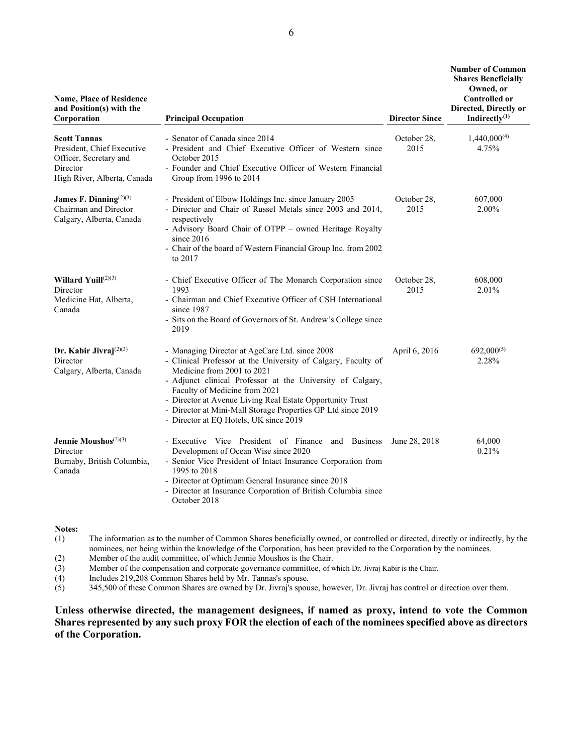| Name, Place of Residence and Position(s) with the Corporation | Principal Occupation | Director Since | Number of Common Shares Beneficially Owned, or Controlled or Directed, Directly or Indirectly[(1)] |
|---|---|---|---|
| **Scott Tannas**<br>President, Chief Executive Officer, Secretary and Director<br>High River, Alberta, Canada | - Senator of Canada since 2014<br>- President and Chief Executive Officer of Western since October 2015<br>- Founder and Chief Executive Officer of Western Financial Group from 1996 to 2014 | October 28, 2015 | 1,440,000[(4)]<br>4.75% |
| **James F. Dinning**[(2)(3)]<br>Chairman and Director<br>Calgary, Alberta, Canada | - President of Elbow Holdings Inc. since January 2005<br>- Director and Chair of Russel Metals since 2003 and 2014, respectively<br>- Advisory Board Chair of OTPP – owned Heritage Royalty since 2016<br>- Chair of the board of Western Financial Group Inc. from 2002 to 2017 | October 28, 2015 | 607,000<br>2.00% |
| **Willard Yuill**[(2)(3)]<br>Director<br>Medicine Hat, Alberta, Canada | - Chief Executive Officer of The Monarch Corporation since 1993<br>- Chairman and Chief Executive Officer of CSH International since 1987<br>- Sits on the Board of Governors of St. Andrew's College since 2019 | October 28, 2015 | 608,000<br>2.01% |
| **Dr. Kabir Jivraj**[(2)(3)]<br>Director<br>Calgary, Alberta, Canada | - Managing Director at AgeCare Ltd. since 2008<br>- Clinical Professor at the University of Calgary, Faculty of Medicine from 2001 to 2021<br>- Adjunct clinical Professor at the University of Calgary, Faculty of Medicine from 2021<br>- Director at Avenue Living Real Estate Opportunity Trust<br>- Director at Mini-Mall Storage Properties GP Ltd since 2019<br>- Director at EQ Hotels, UK since 2019 | April 6, 2016 | 692,000[(5)]<br>2.28% |
| **Jennie Moushos**[(2)(3)]<br>Director<br>Burnaby, British Columbia, Canada | - Executive Vice President of Finance and Business Development of Ocean Wise since 2020<br>- Senior Vice President of Intact Insurance Corporation from 1995 to 2018<br>- Director at Optimum General Insurance since 2018<br>- Director at Insurance Corporation of British Columbia since October 2018 | June 28, 2018 | 64,000<br>0.21% |

**Notes:**

(1) The information as to the number of Common Shares beneficially owned, or controlled or directed, directly or indirectly, by the nominees, not being within the knowledge of the Corporation, has been provided to the Corporation by the nominees.

(2) Member of the audit committee, of which Jennie Moushos is the Chair.

(3) Member of the compensation and corporate governance committee, of which Dr. Jivraj Kabir is the Chair.

(4) Includes 219,208 Common Shares held by Mr. Tannas's spouse.

(5) 345,500 of these Common Shares are owned by Dr. Jivraj's spouse, however, Dr. Jivraj has control or direction over them.

**Unless otherwise directed, the management designees, if named as proxy, intend to vote the Common Shares represented by any such proxy FOR the election of each of the nominees specified above as directors of the Corporation.**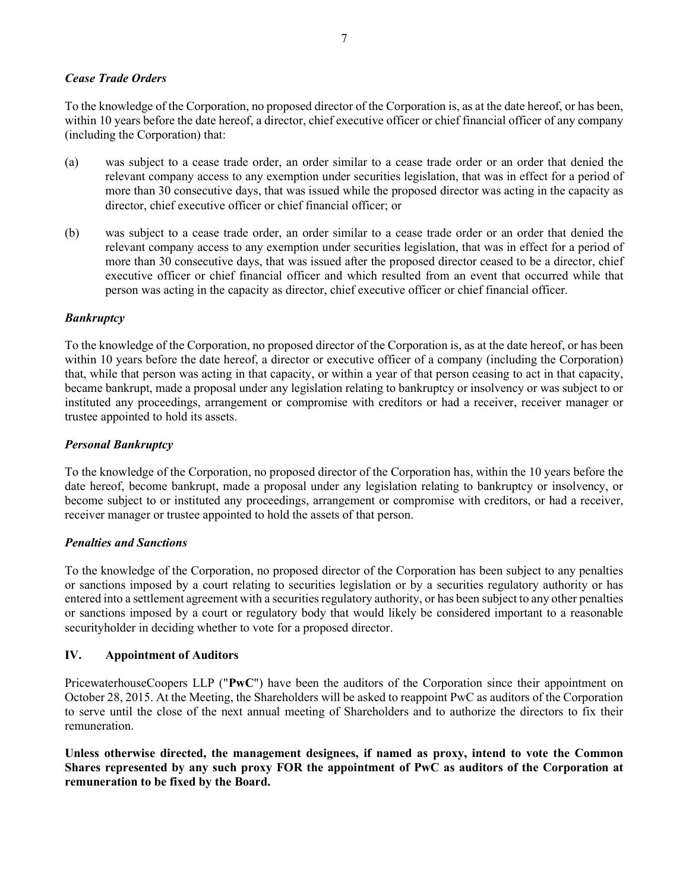### *Cease Trade Orders*

To the knowledge of the Corporation, no proposed director of the Corporation is, as at the date hereof, or has been, within 10 years before the date hereof, a director, chief executive officer or chief financial officer of any company (including the Corporation) that:

(a) was subject to a cease trade order, an order similar to a cease trade order or an order that denied the relevant company access to any exemption under securities legislation, that was in effect for a period of more than 30 consecutive days, that was issued while the proposed director was acting in the capacity as director, chief executive officer or chief financial officer; or

(b) was subject to a cease trade order, an order similar to a cease trade order or an order that denied the relevant company access to any exemption under securities legislation, that was in effect for a period of more than 30 consecutive days, that was issued after the proposed director ceased to be a director, chief executive officer or chief financial officer and which resulted from an event that occurred while that person was acting in the capacity as director, chief executive officer or chief financial officer.

### *Bankruptcy*

To the knowledge of the Corporation, no proposed director of the Corporation is, as at the date hereof, or has been within 10 years before the date hereof, a director or executive officer of a company (including the Corporation) that, while that person was acting in that capacity, or within a year of that person ceasing to act in that capacity, became bankrupt, made a proposal under any legislation relating to bankruptcy or insolvency or was subject to or instituted any proceedings, arrangement or compromise with creditors or had a receiver, receiver manager or trustee appointed to hold its assets.

### *Personal Bankruptcy*

To the knowledge of the Corporation, no proposed director of the Corporation has, within the 10 years before the date hereof, become bankrupt, made a proposal under any legislation relating to bankruptcy or insolvency, or become subject to or instituted any proceedings, arrangement or compromise with creditors, or had a receiver, receiver manager or trustee appointed to hold the assets of that person.

### *Penalties and Sanctions*

To the knowledge of the Corporation, no proposed director of the Corporation has been subject to any penalties or sanctions imposed by a court relating to securities legislation or by a securities regulatory authority or has entered into a settlement agreement with a securities regulatory authority, or has been subject to any other penalties or sanctions imposed by a court or regulatory body that would likely be considered important to a reasonable securityholder in deciding whether to vote for a proposed director.

## IV. Appointment of Auditors

PricewaterhouseCoopers LLP ("**PwC**") have been the auditors of the Corporation since their appointment on October 28, 2015. At the Meeting, the Shareholders will be asked to reappoint PwC as auditors of the Corporation to serve until the close of the next annual meeting of Shareholders and to authorize the directors to fix their remuneration.

**Unless otherwise directed, the management designees, if named as proxy, intend to vote the Common Shares represented by any such proxy FOR the appointment of PwC as auditors of the Corporation at remuneration to be fixed by the Board.**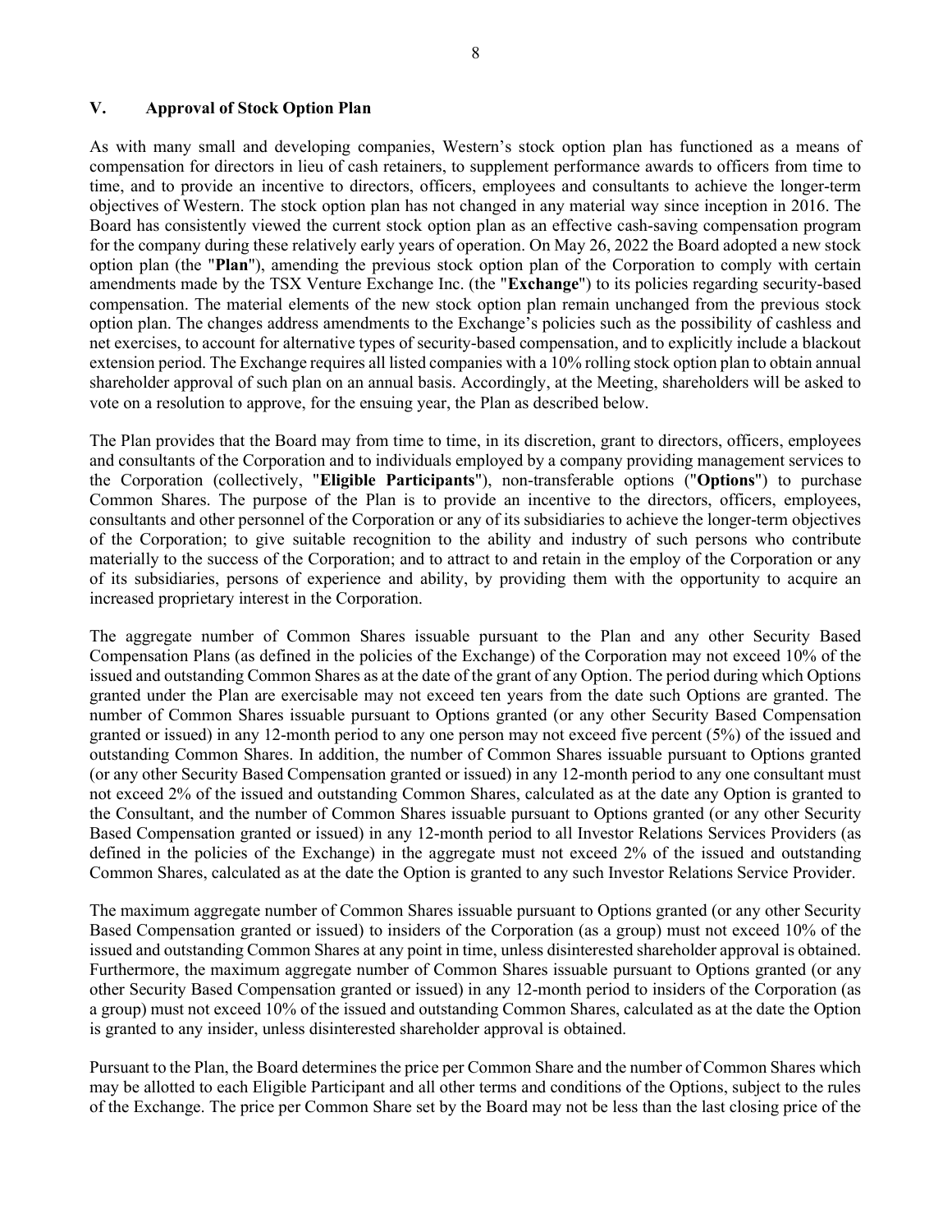## V. Approval of Stock Option Plan

As with many small and developing companies, Western's stock option plan has functioned as a means of compensation for directors in lieu of cash retainers, to supplement performance awards to officers from time to time, and to provide an incentive to directors, officers, employees and consultants to achieve the longer-term objectives of Western. The stock option plan has not changed in any material way since inception in 2016. The Board has consistently viewed the current stock option plan as an effective cash-saving compensation program for the company during these relatively early years of operation. On May 26, 2022 the Board adopted a new stock option plan (the "**Plan**"), amending the previous stock option plan of the Corporation to comply with certain amendments made by the TSX Venture Exchange Inc. (the "**Exchange**") to its policies regarding security-based compensation. The material elements of the new stock option plan remain unchanged from the previous stock option plan. The changes address amendments to the Exchange's policies such as the possibility of cashless and net exercises, to account for alternative types of security-based compensation, and to explicitly include a blackout extension period. The Exchange requires all listed companies with a 10% rolling stock option plan to obtain annual shareholder approval of such plan on an annual basis. Accordingly, at the Meeting, shareholders will be asked to vote on a resolution to approve, for the ensuing year, the Plan as described below.

The Plan provides that the Board may from time to time, in its discretion, grant to directors, officers, employees and consultants of the Corporation and to individuals employed by a company providing management services to the Corporation (collectively, "**Eligible Participants**"), non-transferable options ("**Options**") to purchase Common Shares. The purpose of the Plan is to provide an incentive to the directors, officers, employees, consultants and other personnel of the Corporation or any of its subsidiaries to achieve the longer-term objectives of the Corporation; to give suitable recognition to the ability and industry of such persons who contribute materially to the success of the Corporation; and to attract to and retain in the employ of the Corporation or any of its subsidiaries, persons of experience and ability, by providing them with the opportunity to acquire an increased proprietary interest in the Corporation.

The aggregate number of Common Shares issuable pursuant to the Plan and any other Security Based Compensation Plans (as defined in the policies of the Exchange) of the Corporation may not exceed 10% of the issued and outstanding Common Shares as at the date of the grant of any Option. The period during which Options granted under the Plan are exercisable may not exceed ten years from the date such Options are granted. The number of Common Shares issuable pursuant to Options granted (or any other Security Based Compensation granted or issued) in any 12-month period to any one person may not exceed five percent (5%) of the issued and outstanding Common Shares. In addition, the number of Common Shares issuable pursuant to Options granted (or any other Security Based Compensation granted or issued) in any 12-month period to any one consultant must not exceed 2% of the issued and outstanding Common Shares, calculated as at the date any Option is granted to the Consultant, and the number of Common Shares issuable pursuant to Options granted (or any other Security Based Compensation granted or issued) in any 12-month period to all Investor Relations Services Providers (as defined in the policies of the Exchange) in the aggregate must not exceed 2% of the issued and outstanding Common Shares, calculated as at the date the Option is granted to any such Investor Relations Service Provider.

The maximum aggregate number of Common Shares issuable pursuant to Options granted (or any other Security Based Compensation granted or issued) to insiders of the Corporation (as a group) must not exceed 10% of the issued and outstanding Common Shares at any point in time, unless disinterested shareholder approval is obtained. Furthermore, the maximum aggregate number of Common Shares issuable pursuant to Options granted (or any other Security Based Compensation granted or issued) in any 12-month period to insiders of the Corporation (as a group) must not exceed 10% of the issued and outstanding Common Shares, calculated as at the date the Option is granted to any insider, unless disinterested shareholder approval is obtained.

Pursuant to the Plan, the Board determines the price per Common Share and the number of Common Shares which may be allotted to each Eligible Participant and all other terms and conditions of the Options, subject to the rules of the Exchange. The price per Common Share set by the Board may not be less than the last closing price of the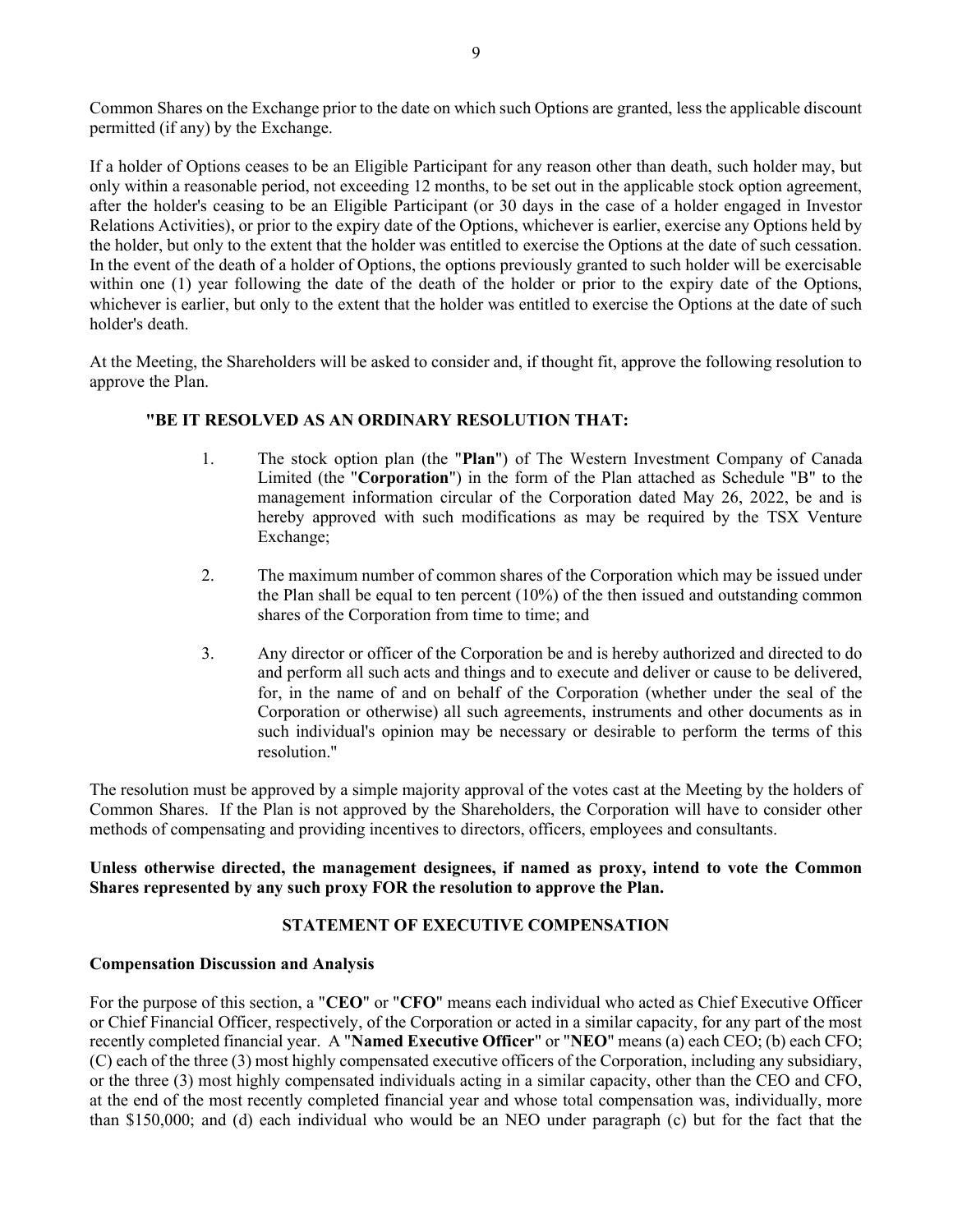Common Shares on the Exchange prior to the date on which such Options are granted, less the applicable discount permitted (if any) by the Exchange.

If a holder of Options ceases to be an Eligible Participant for any reason other than death, such holder may, but only within a reasonable period, not exceeding 12 months, to be set out in the applicable stock option agreement, after the holder's ceasing to be an Eligible Participant (or 30 days in the case of a holder engaged in Investor Relations Activities), or prior to the expiry date of the Options, whichever is earlier, exercise any Options held by the holder, but only to the extent that the holder was entitled to exercise the Options at the date of such cessation. In the event of the death of a holder of Options, the options previously granted to such holder will be exercisable within one (1) year following the date of the death of the holder or prior to the expiry date of the Options, whichever is earlier, but only to the extent that the holder was entitled to exercise the Options at the date of such holder's death.

At the Meeting, the Shareholders will be asked to consider and, if thought fit, approve the following resolution to approve the Plan.

**"BE IT RESOLVED AS AN ORDINARY RESOLUTION THAT:**

1. The stock option plan (the "**Plan**") of The Western Investment Company of Canada Limited (the "**Corporation**") in the form of the Plan attached as Schedule "B" to the management information circular of the Corporation dated May 26, 2022, be and is hereby approved with such modifications as may be required by the TSX Venture Exchange;

2. The maximum number of common shares of the Corporation which may be issued under the Plan shall be equal to ten percent (10%) of the then issued and outstanding common shares of the Corporation from time to time; and

3. Any director or officer of the Corporation be and is hereby authorized and directed to do and perform all such acts and things and to execute and deliver or cause to be delivered, for, in the name of and on behalf of the Corporation (whether under the seal of the Corporation or otherwise) all such agreements, instruments and other documents as in such individual's opinion may be necessary or desirable to perform the terms of this resolution."

The resolution must be approved by a simple majority approval of the votes cast at the Meeting by the holders of Common Shares. If the Plan is not approved by the Shareholders, the Corporation will have to consider other methods of compensating and providing incentives to directors, officers, employees and consultants.

**Unless otherwise directed, the management designees, if named as proxy, intend to vote the Common Shares represented by any such proxy FOR the resolution to approve the Plan.**

## STATEMENT OF EXECUTIVE COMPENSATION

### Compensation Discussion and Analysis

For the purpose of this section, a "**CEO**" or "**CFO**" means each individual who acted as Chief Executive Officer or Chief Financial Officer, respectively, of the Corporation or acted in a similar capacity, for any part of the most recently completed financial year. A "**Named Executive Officer**" or "**NEO**" means (a) each CEO; (b) each CFO; (C) each of the three (3) most highly compensated executive officers of the Corporation, including any subsidiary, or the three (3) most highly compensated individuals acting in a similar capacity, other than the CEO and CFO, at the end of the most recently completed financial year and whose total compensation was, individually, more than $150,000; and (d) each individual who would be an NEO under paragraph (c) but for the fact that the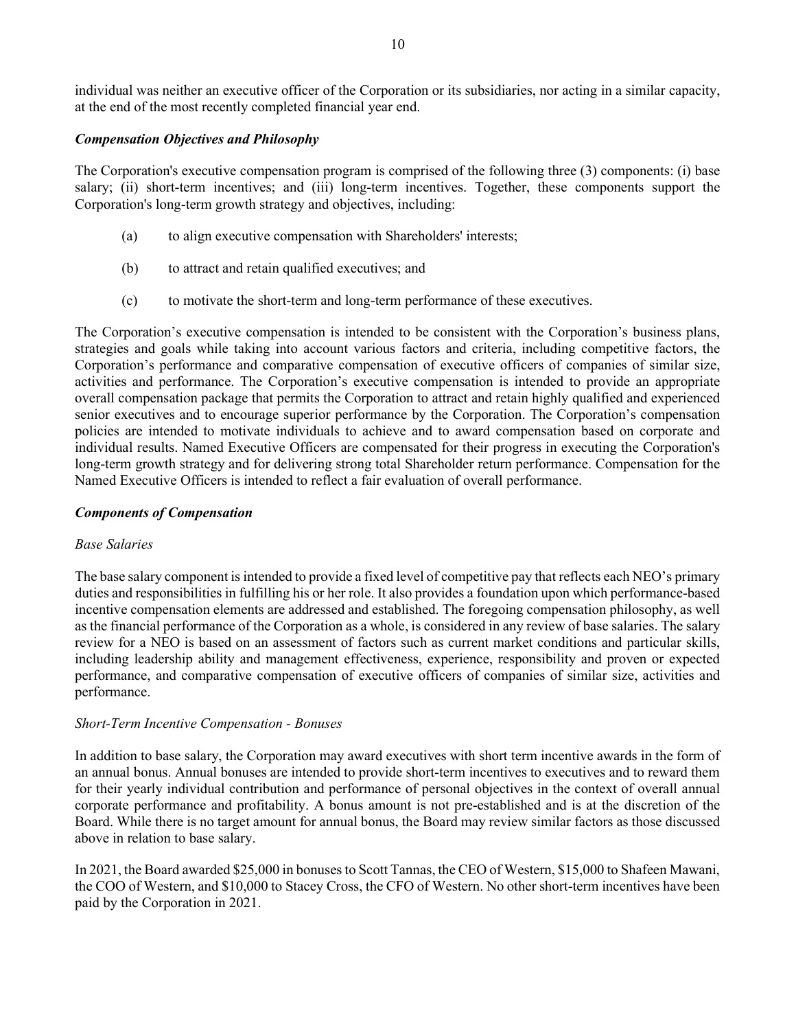individual was neither an executive officer of the Corporation or its subsidiaries, nor acting in a similar capacity, at the end of the most recently completed financial year end.

### *Compensation Objectives and Philosophy*

The Corporation's executive compensation program is comprised of the following three (3) components: (i) base salary; (ii) short-term incentives; and (iii) long-term incentives. Together, these components support the Corporation's long-term growth strategy and objectives, including:

(a) to align executive compensation with Shareholders' interests;

(b) to attract and retain qualified executives; and

(c) to motivate the short-term and long-term performance of these executives.

The Corporation's executive compensation is intended to be consistent with the Corporation's business plans, strategies and goals while taking into account various factors and criteria, including competitive factors, the Corporation's performance and comparative compensation of executive officers of companies of similar size, activities and performance. The Corporation's executive compensation is intended to provide an appropriate overall compensation package that permits the Corporation to attract and retain highly qualified and experienced senior executives and to encourage superior performance by the Corporation. The Corporation's compensation policies are intended to motivate individuals to achieve and to award compensation based on corporate and individual results. Named Executive Officers are compensated for their progress in executing the Corporation's long-term growth strategy and for delivering strong total Shareholder return performance. Compensation for the Named Executive Officers is intended to reflect a fair evaluation of overall performance.

### *Components of Compensation*

*Base Salaries*

The base salary component is intended to provide a fixed level of competitive pay that reflects each NEO's primary duties and responsibilities in fulfilling his or her role. It also provides a foundation upon which performance-based incentive compensation elements are addressed and established. The foregoing compensation philosophy, as well as the financial performance of the Corporation as a whole, is considered in any review of base salaries. The salary review for a NEO is based on an assessment of factors such as current market conditions and particular skills, including leadership ability and management effectiveness, experience, responsibility and proven or expected performance, and comparative compensation of executive officers of companies of similar size, activities and performance.

*Short-Term Incentive Compensation - Bonuses*

In addition to base salary, the Corporation may award executives with short term incentive awards in the form of an annual bonus. Annual bonuses are intended to provide short-term incentives to executives and to reward them for their yearly individual contribution and performance of personal objectives in the context of overall annual corporate performance and profitability. A bonus amount is not pre-established and is at the discretion of the Board. While there is no target amount for annual bonus, the Board may review similar factors as those discussed above in relation to base salary.

In 2021, the Board awarded $25,000 in bonuses to Scott Tannas, the CEO of Western, $15,000 to Shafeen Mawani, the COO of Western, and $10,000 to Stacey Cross, the CFO of Western. No other short-term incentives have been paid by the Corporation in 2021.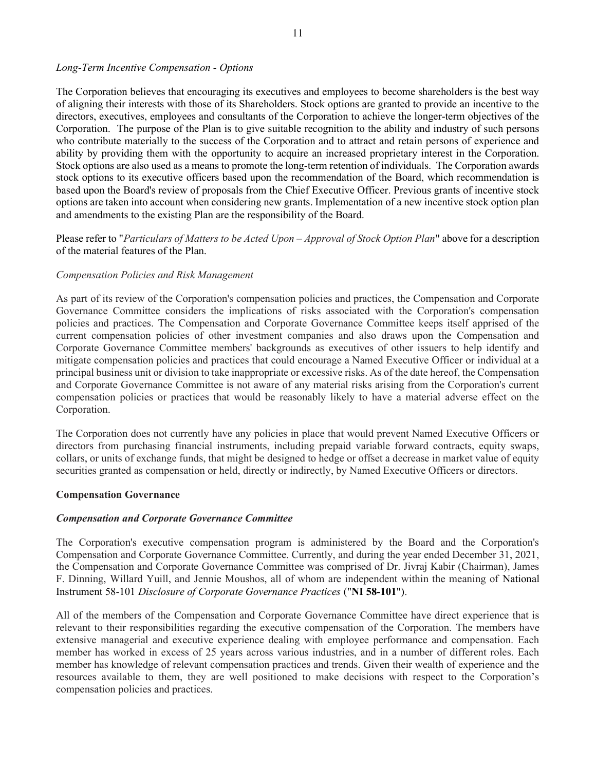*Long-Term Incentive Compensation - Options*

The Corporation believes that encouraging its executives and employees to become shareholders is the best way of aligning their interests with those of its Shareholders. Stock options are granted to provide an incentive to the directors, executives, employees and consultants of the Corporation to achieve the longer-term objectives of the Corporation. The purpose of the Plan is to give suitable recognition to the ability and industry of such persons who contribute materially to the success of the Corporation and to attract and retain persons of experience and ability by providing them with the opportunity to acquire an increased proprietary interest in the Corporation. Stock options are also used as a means to promote the long-term retention of individuals. The Corporation awards stock options to its executive officers based upon the recommendation of the Board, which recommendation is based upon the Board's review of proposals from the Chief Executive Officer. Previous grants of incentive stock options are taken into account when considering new grants. Implementation of a new incentive stock option plan and amendments to the existing Plan are the responsibility of the Board.

Please refer to "*Particulars of Matters to be Acted Upon – Approval of Stock Option Plan*" above for a description of the material features of the Plan.

*Compensation Policies and Risk Management*

As part of its review of the Corporation's compensation policies and practices, the Compensation and Corporate Governance Committee considers the implications of risks associated with the Corporation's compensation policies and practices. The Compensation and Corporate Governance Committee keeps itself apprised of the current compensation policies of other investment companies and also draws upon the Compensation and Corporate Governance Committee members' backgrounds as executives of other issuers to help identify and mitigate compensation policies and practices that could encourage a Named Executive Officer or individual at a principal business unit or division to take inappropriate or excessive risks. As of the date hereof, the Compensation and Corporate Governance Committee is not aware of any material risks arising from the Corporation's current compensation policies or practices that would be reasonably likely to have a material adverse effect on the Corporation.

The Corporation does not currently have any policies in place that would prevent Named Executive Officers or directors from purchasing financial instruments, including prepaid variable forward contracts, equity swaps, collars, or units of exchange funds, that might be designed to hedge or offset a decrease in market value of equity securities granted as compensation or held, directly or indirectly, by Named Executive Officers or directors.

**Compensation Governance**

***Compensation and Corporate Governance Committee***

The Corporation's executive compensation program is administered by the Board and the Corporation's Compensation and Corporate Governance Committee. Currently, and during the year ended December 31, 2021, the Compensation and Corporate Governance Committee was comprised of Dr. Jivraj Kabir (Chairman), James F. Dinning, Willard Yuill, and Jennie Moushos, all of whom are independent within the meaning of National Instrument 58-101 *Disclosure of Corporate Governance Practices* ("**NI 58-101**").

All of the members of the Compensation and Corporate Governance Committee have direct experience that is relevant to their responsibilities regarding the executive compensation of the Corporation. The members have extensive managerial and executive experience dealing with employee performance and compensation. Each member has worked in excess of 25 years across various industries, and in a number of different roles. Each member has knowledge of relevant compensation practices and trends. Given their wealth of experience and the resources available to them, they are well positioned to make decisions with respect to the Corporation's compensation policies and practices.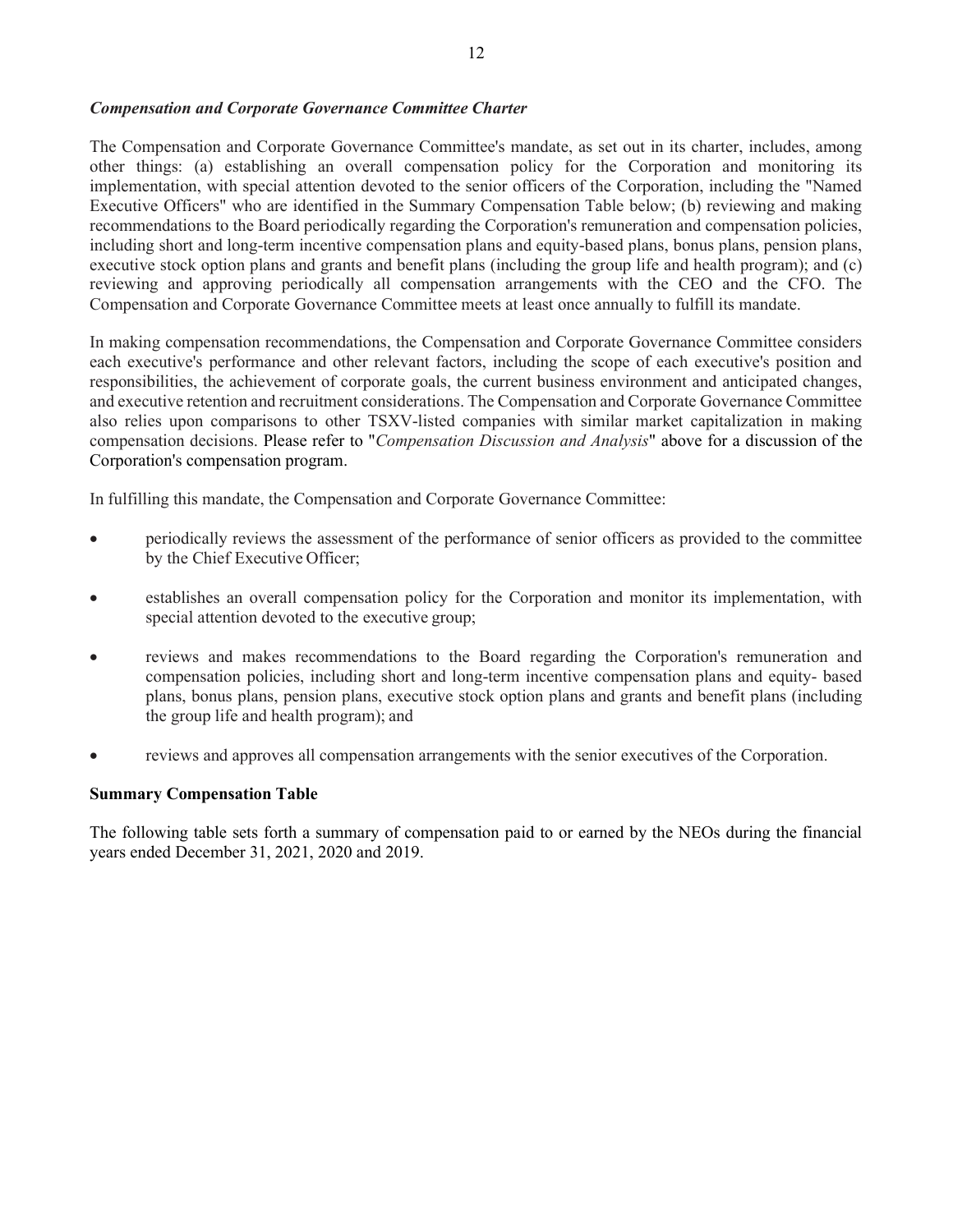### *Compensation and Corporate Governance Committee Charter*

The Compensation and Corporate Governance Committee's mandate, as set out in its charter, includes, among other things: (a) establishing an overall compensation policy for the Corporation and monitoring its implementation, with special attention devoted to the senior officers of the Corporation, including the "Named Executive Officers" who are identified in the Summary Compensation Table below; (b) reviewing and making recommendations to the Board periodically regarding the Corporation's remuneration and compensation policies, including short and long-term incentive compensation plans and equity-based plans, bonus plans, pension plans, executive stock option plans and grants and benefit plans (including the group life and health program); and (c) reviewing and approving periodically all compensation arrangements with the CEO and the CFO. The Compensation and Corporate Governance Committee meets at least once annually to fulfill its mandate.

In making compensation recommendations, the Compensation and Corporate Governance Committee considers each executive's performance and other relevant factors, including the scope of each executive's position and responsibilities, the achievement of corporate goals, the current business environment and anticipated changes, and executive retention and recruitment considerations. The Compensation and Corporate Governance Committee also relies upon comparisons to other TSXV-listed companies with similar market capitalization in making compensation decisions. Please refer to "*Compensation Discussion and Analysis*" above for a discussion of the Corporation's compensation program.

In fulfilling this mandate, the Compensation and Corporate Governance Committee:

- periodically reviews the assessment of the performance of senior officers as provided to the committee by the Chief Executive Officer;
- establishes an overall compensation policy for the Corporation and monitor its implementation, with special attention devoted to the executive group;
- reviews and makes recommendations to the Board regarding the Corporation's remuneration and compensation policies, including short and long-term incentive compensation plans and equity- based plans, bonus plans, pension plans, executive stock option plans and grants and benefit plans (including the group life and health program); and
- reviews and approves all compensation arrangements with the senior executives of the Corporation.

### Summary Compensation Table

The following table sets forth a summary of compensation paid to or earned by the NEOs during the financial years ended December 31, 2021, 2020 and 2019.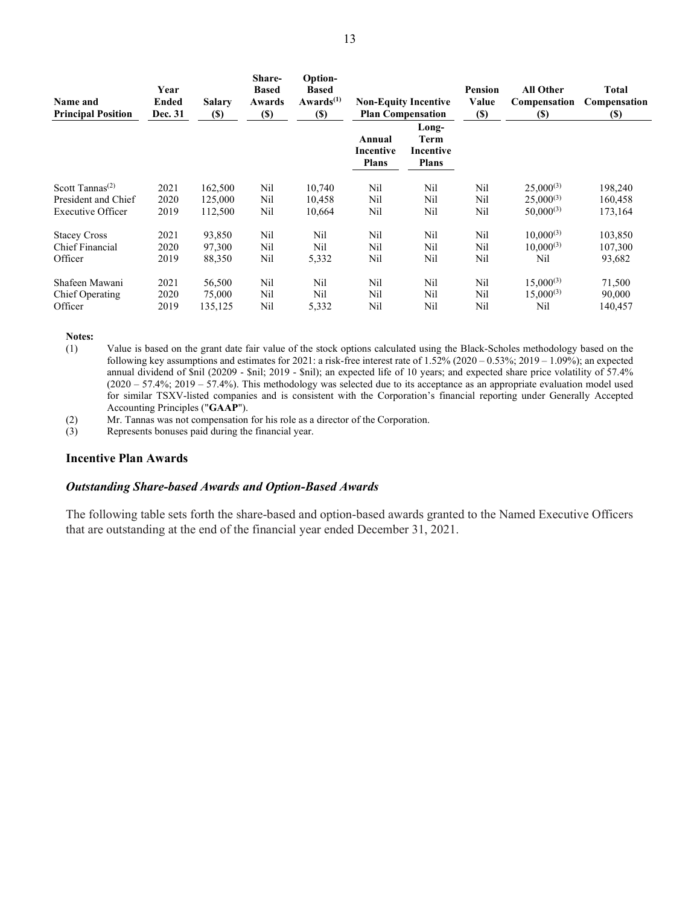| Name and Principal Position | Year Ended Dec. 31 | Salary ($) | Share-Based Awards ($) | Option-Based Awards(1) ($) | Non-Equity Incentive Plan Compensation | | Pension Value ($) | All Other Compensation ($) | Total Compensation ($) |
|---|---|---|---|---|---|---|---|---|---|
| | | | | | Annual Incentive Plans | Long-Term Incentive Plans | | | |
| Scott Tannas(2) President and Chief Executive Officer | 2021 | 162,500 | Nil | 10,740 | Nil | Nil | Nil | 25,000(3) | 198,240 |
| | 2020 | 125,000 | Nil | 10,458 | Nil | Nil | Nil | 25,000(3) | 160,458 |
| | 2019 | 112,500 | Nil | 10,664 | Nil | Nil | Nil | 50,000(3) | 173,164 |
| Stacey Cross Chief Financial Officer | 2021 | 93,850 | Nil | Nil | Nil | Nil | Nil | 10,000(3) | 103,850 |
| | 2020 | 97,300 | Nil | Nil | Nil | Nil | Nil | 10,000(3) | 107,300 |
| | 2019 | 88,350 | Nil | 5,332 | Nil | Nil | Nil | Nil | 93,682 |
| Shafeen Mawani Chief Operating Officer | 2021 | 56,500 | Nil | Nil | Nil | Nil | Nil | 15,000(3) | 71,500 |
| | 2020 | 75,000 | Nil | Nil | Nil | Nil | Nil | 15,000(3) | 90,000 |
| | 2019 | 135,125 | Nil | 5,332 | Nil | Nil | Nil | Nil | 140,457 |

**Notes:**

(1) Value is based on the grant date fair value of the stock options calculated using the Black-Scholes methodology based on the following key assumptions and estimates for 2021: a risk-free interest rate of 1.52% (2020 – 0.53%; 2019 – 1.09%); an expected annual dividend of $nil (20209 - $nil; 2019 - $nil); an expected life of 10 years; and expected share price volatility of 57.4% (2020 – 57.4%; 2019 – 57.4%). This methodology was selected due to its acceptance as an appropriate evaluation model used for similar TSXV-listed companies and is consistent with the Corporation's financial reporting under Generally Accepted Accounting Principles ("**GAAP**").

(2) Mr. Tannas was not compensation for his role as a director of the Corporation.

(3) Represents bonuses paid during the financial year.

### Incentive Plan Awards

#### *Outstanding Share-based Awards and Option-Based Awards*

The following table sets forth the share-based and option-based awards granted to the Named Executive Officers that are outstanding at the end of the financial year ended December 31, 2021.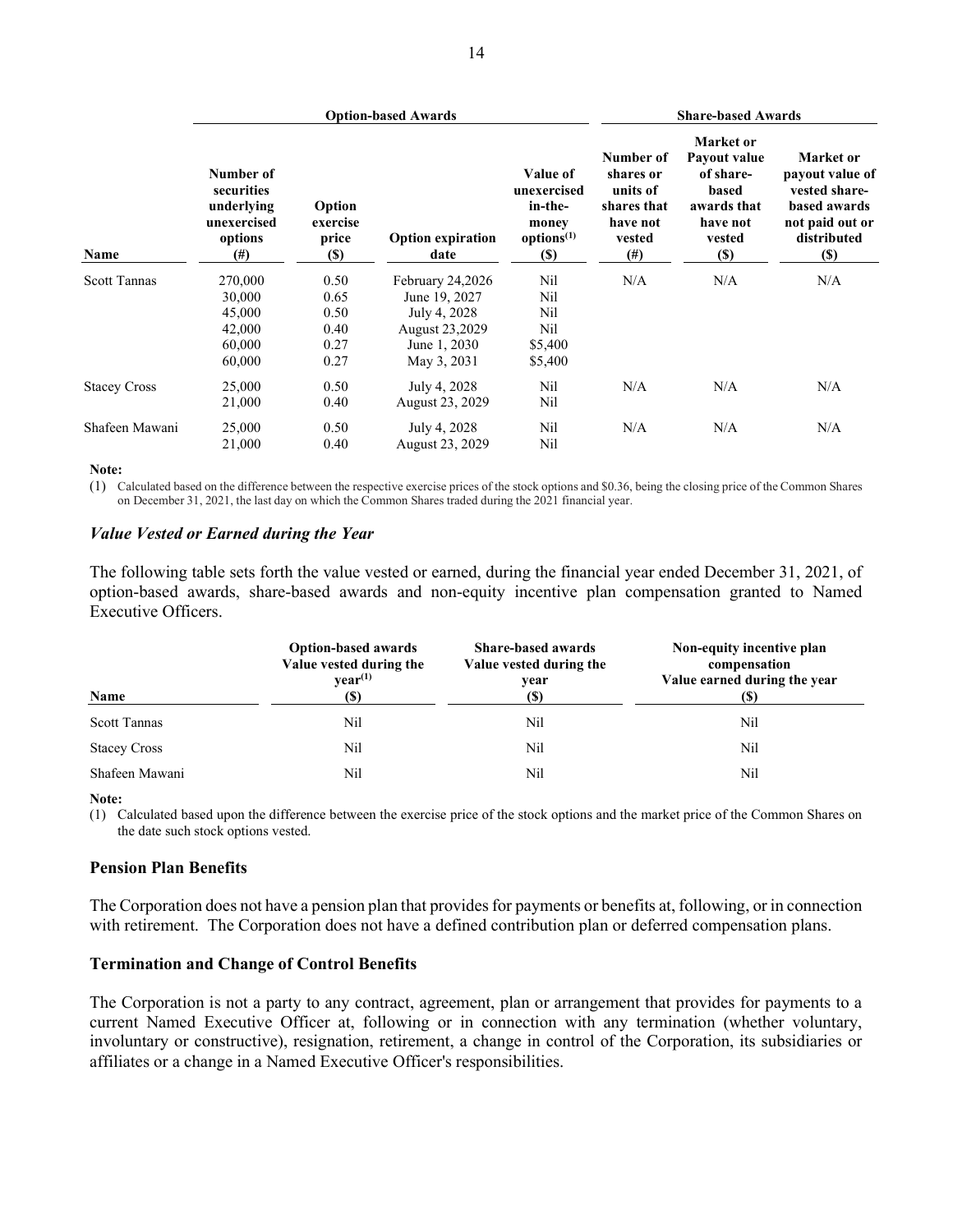| | Option-based Awards | | | | Share-based Awards | | |
|---|---|---|---|---|---|---|---|
| Name | Number of securities underlying unexercised options (#) | Option exercise price ($) | Option expiration date | Value of unexercised in-the-money options[(1)] ($) | Number of shares or units of shares that have not vested (#) | Market or Payout value of share-based awards that have not vested ($) | Market or payout value of vested share-based awards not paid out or distributed ($) |
| Scott Tannas | 270,000<br>30,000<br>45,000<br>42,000<br>60,000<br>60,000 | 0.50<br>0.65<br>0.50<br>0.40<br>0.27<br>0.27 | February 24,2026<br>June 19, 2027<br>July 4, 2028<br>August 23,2029<br>June 1, 2030<br>May 3, 2031 | Nil<br>Nil<br>Nil<br>Nil<br>$5,400<br>$5,400 | N/A | N/A | N/A |
| Stacey Cross | 25,000<br>21,000 | 0.50<br>0.40 | July 4, 2028<br>August 23, 2029 | Nil<br>Nil | N/A | N/A | N/A |
| Shafeen Mawani | 25,000<br>21,000 | 0.50<br>0.40 | July 4, 2028<br>August 23, 2029 | Nil<br>Nil | N/A | N/A | N/A |

**Note:**

(1) Calculated based on the difference between the respective exercise prices of the stock options and $0.36, being the closing price of the Common Shares on December 31, 2021, the last day on which the Common Shares traded during the 2021 financial year.

### *Value Vested or Earned during the Year*

The following table sets forth the value vested or earned, during the financial year ended December 31, 2021, of option-based awards, share-based awards and non-equity incentive plan compensation granted to Named Executive Officers.

| Name | Option-based awards Value vested during the year[(1)] ($) | Share-based awards Value vested during the year ($) | Non-equity incentive plan compensation Value earned during the year ($) |
|---|---|---|---|
| Scott Tannas | Nil | Nil | Nil |
| Stacey Cross | Nil | Nil | Nil |
| Shafeen Mawani | Nil | Nil | Nil |

**Note:**

(1) Calculated based upon the difference between the exercise price of the stock options and the market price of the Common Shares on the date such stock options vested.

### Pension Plan Benefits

The Corporation does not have a pension plan that provides for payments or benefits at, following, or in connection with retirement. The Corporation does not have a defined contribution plan or deferred compensation plans.

### Termination and Change of Control Benefits

The Corporation is not a party to any contract, agreement, plan or arrangement that provides for payments to a current Named Executive Officer at, following or in connection with any termination (whether voluntary, involuntary or constructive), resignation, retirement, a change in control of the Corporation, its subsidiaries or affiliates or a change in a Named Executive Officer's responsibilities.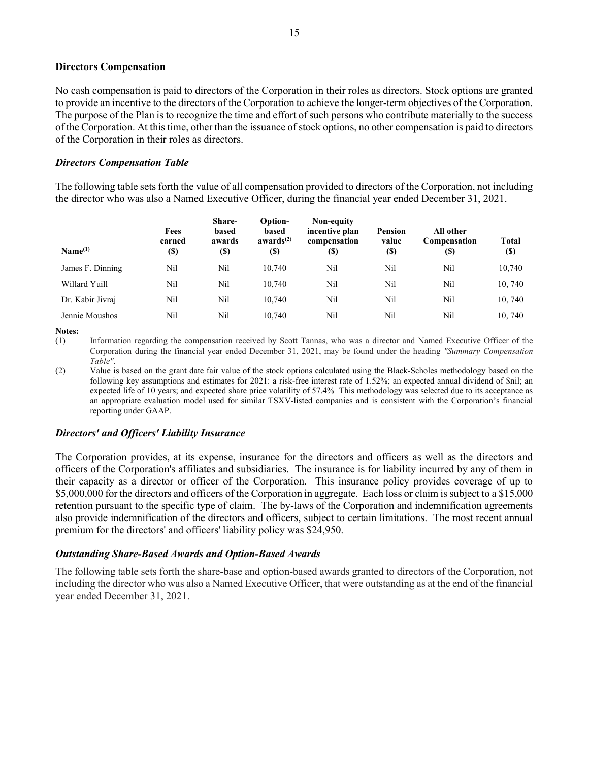## Directors Compensation

No cash compensation is paid to directors of the Corporation in their roles as directors. Stock options are granted to provide an incentive to the directors of the Corporation to achieve the longer-term objectives of the Corporation. The purpose of the Plan is to recognize the time and effort of such persons who contribute materially to the success of the Corporation. At this time, other than the issuance of stock options, no other compensation is paid to directors of the Corporation in their roles as directors.

### *Directors Compensation Table*

The following table sets forth the value of all compensation provided to directors of the Corporation, not including the director who was also a Named Executive Officer, during the financial year ended December 31, 2021.

| Name[(1)] | Fees earned ($) | Share-based awards ($) | Option-based awards[(2)] ($) | Non-equity incentive plan compensation ($) | Pension value ($) | All other Compensation ($) | Total ($) |
|---|---|---|---|---|---|---|---|
| James F. Dinning | Nil | Nil | 10,740 | Nil | Nil | Nil | 10,740 |
| Willard Yuill | Nil | Nil | 10,740 | Nil | Nil | Nil | 10, 740 |
| Dr. Kabir Jivraj | Nil | Nil | 10,740 | Nil | Nil | Nil | 10, 740 |
| Jennie Moushos | Nil | Nil | 10,740 | Nil | Nil | Nil | 10, 740 |

**Notes:**

(1) Information regarding the compensation received by Scott Tannas, who was a director and Named Executive Officer of the Corporation during the financial year ended December 31, 2021, may be found under the heading *"Summary Compensation Table"*.

(2) Value is based on the grant date fair value of the stock options calculated using the Black-Scholes methodology based on the following key assumptions and estimates for 2021: a risk-free interest rate of 1.52%; an expected annual dividend of $nil; an expected life of 10 years; and expected share price volatility of 57.4% This methodology was selected due to its acceptance as an appropriate evaluation model used for similar TSXV-listed companies and is consistent with the Corporation's financial reporting under GAAP.

### *Directors' and Officers' Liability Insurance*

The Corporation provides, at its expense, insurance for the directors and officers as well as the directors and officers of the Corporation's affiliates and subsidiaries. The insurance is for liability incurred by any of them in their capacity as a director or officer of the Corporation. This insurance policy provides coverage of up to $5,000,000 for the directors and officers of the Corporation in aggregate. Each loss or claim is subject to a $15,000 retention pursuant to the specific type of claim. The by-laws of the Corporation and indemnification agreements also provide indemnification of the directors and officers, subject to certain limitations. The most recent annual premium for the directors' and officers' liability policy was $24,950.

### *Outstanding Share-Based Awards and Option-Based Awards*

The following table sets forth the share-base and option-based awards granted to directors of the Corporation, not including the director who was also a Named Executive Officer, that were outstanding as at the end of the financial year ended December 31, 2021.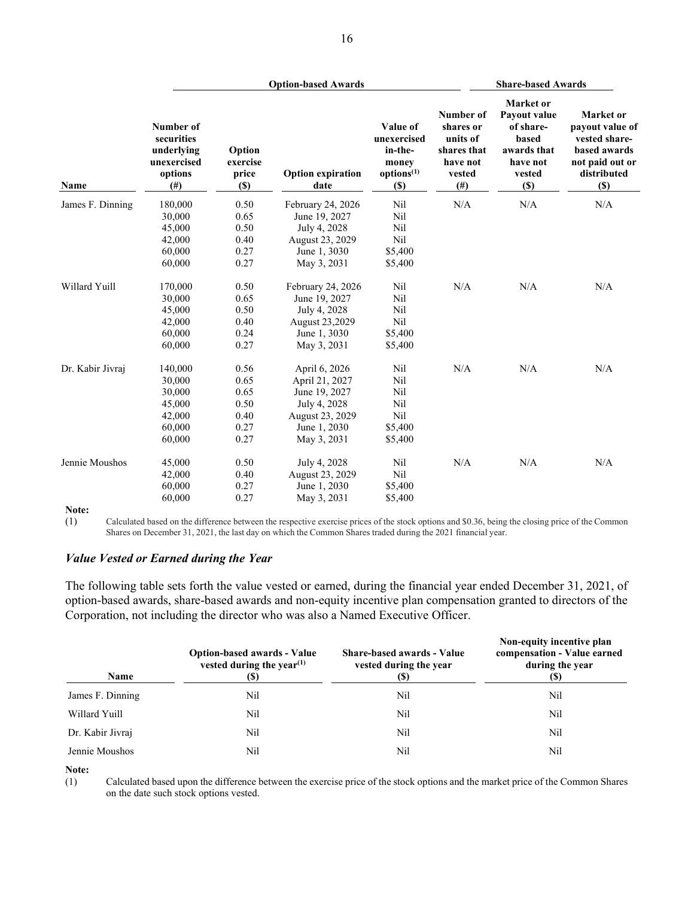| Name | Option-based Awards | | | | Share-based Awards | | |
|---|---|---|---|---|---|---|---|
| | Number of securities underlying unexercised options (#) | Option exercise price ($) | Option expiration date | Value of unexercised in-the-money options[(1)] ($) | Number of shares or units of shares that have not vested (#) | Market or Payout value of share-based awards that have not vested ($) | Market or payout value of vested share-based awards not paid out or distributed ($) |
| James F. Dinning | 180,000 | 0.50 | February 24, 2026 | Nil | N/A | N/A | N/A |
| | 30,000 | 0.65 | June 19, 2027 | Nil | | | |
| | 45,000 | 0.50 | July 4, 2028 | Nil | | | |
| | 42,000 | 0.40 | August 23, 2029 | Nil | | | |
| | 60,000 | 0.27 | June 1, 3030 | $5,400 | | | |
| | 60,000 | 0.27 | May 3, 2031 | $5,400 | | | |
| Willard Yuill | 170,000 | 0.50 | February 24, 2026 | Nil | N/A | N/A | N/A |
| | 30,000 | 0.65 | June 19, 2027 | Nil | | | |
| | 45,000 | 0.50 | July 4, 2028 | Nil | | | |
| | 42,000 | 0.40 | August 23,2029 | Nil | | | |
| | 60,000 | 0.24 | June 1, 3030 | $5,400 | | | |
| | 60,000 | 0.27 | May 3, 2031 | $5,400 | | | |
| Dr. Kabir Jivraj | 140,000 | 0.56 | April 6, 2026 | Nil | N/A | N/A | N/A |
| | 30,000 | 0.65 | April 21, 2027 | Nil | | | |
| | 30,000 | 0.65 | June 19, 2027 | Nil | | | |
| | 45,000 | 0.50 | July 4, 2028 | Nil | | | |
| | 42,000 | 0.40 | August 23, 2029 | Nil | | | |
| | 60,000 | 0.27 | June 1, 2030 | $5,400 | | | |
| | 60,000 | 0.27 | May 3, 2031 | $5,400 | | | |
| Jennie Moushos | 45,000 | 0.50 | July 4, 2028 | Nil | N/A | N/A | N/A |
| | 42,000 | 0.40 | August 23, 2029 | Nil | | | |
| | 60,000 | 0.27 | June 1, 2030 | $5,400 | | | |
| | 60,000 | 0.27 | May 3, 2031 | $5,400 | | | |

**Note:**

(1) Calculated based on the difference between the respective exercise prices of the stock options and $0.36, being the closing price of the Common Shares on December 31, 2021, the last day on which the Common Shares traded during the 2021 financial year.

### ***Value Vested or Earned during the Year***

The following table sets forth the value vested or earned, during the financial year ended December 31, 2021, of option-based awards, share-based awards and non-equity incentive plan compensation granted to directors of the Corporation, not including the director who was also a Named Executive Officer.

| Name | Option-based awards - Value vested during the year[(1)] ($) | Share-based awards - Value vested during the year ($) | Non-equity incentive plan compensation - Value earned during the year ($) |
|---|---|---|---|
| James F. Dinning | Nil | Nil | Nil |
| Willard Yuill | Nil | Nil | Nil |
| Dr. Kabir Jivraj | Nil | Nil | Nil |
| Jennie Moushos | Nil | Nil | Nil |

**Note:**

(1) Calculated based upon the difference between the exercise price of the stock options and the market price of the Common Shares on the date such stock options vested.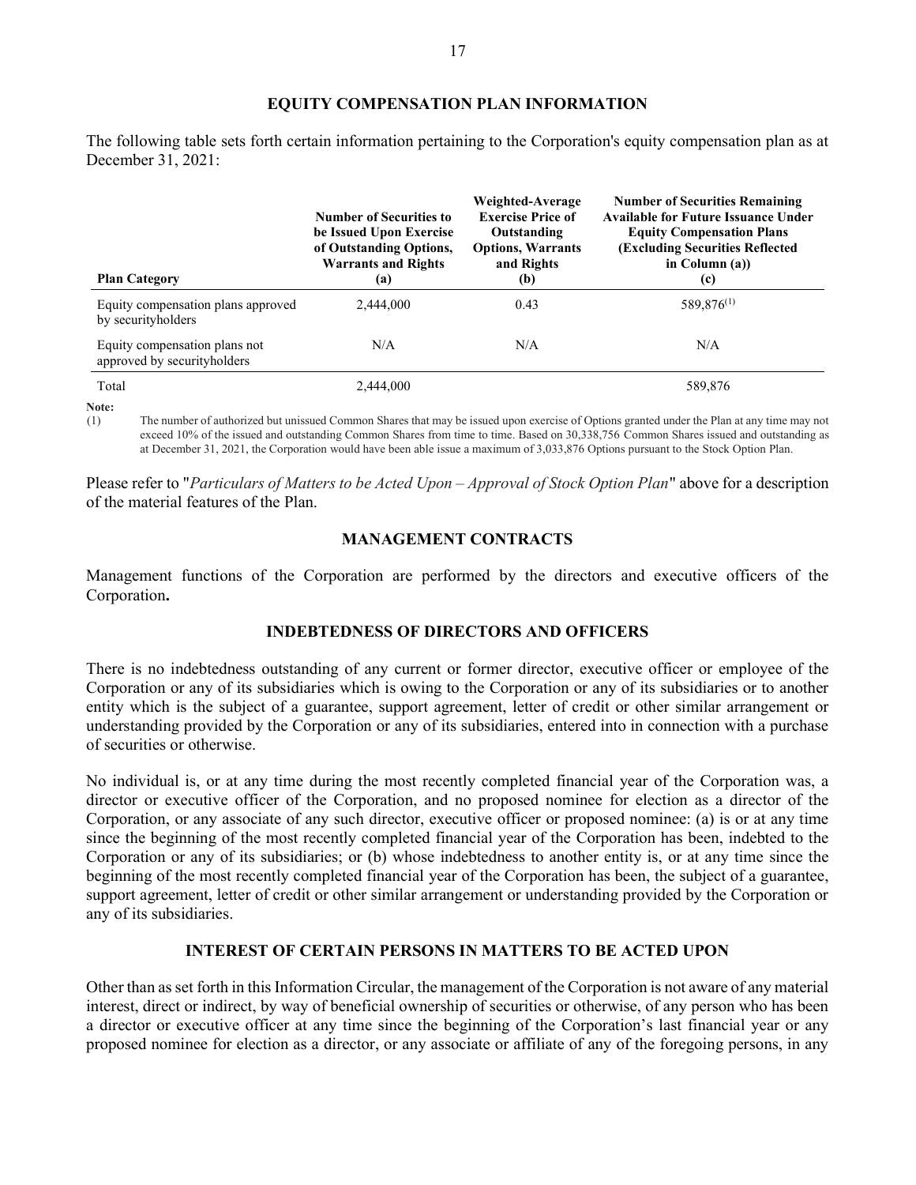## EQUITY COMPENSATION PLAN INFORMATION

The following table sets forth certain information pertaining to the Corporation's equity compensation plan as at December 31, 2021:

| Plan Category | Number of Securities to be Issued Upon Exercise of Outstanding Options, Warrants and Rights (a) | Weighted-Average Exercise Price of Outstanding Options, Warrants and Rights (b) | Number of Securities Remaining Available for Future Issuance Under Equity Compensation Plans (Excluding Securities Reflected in Column (a)) (c) |
|---|---|---|---|
| Equity compensation plans approved by securityholders | 2,444,000 | 0.43 | 589,876[(1)] |
| Equity compensation plans not approved by securityholders | N/A | N/A | N/A |
| Total | 2,444,000 | | 589,876 |

**Note:**

(1) The number of authorized but unissued Common Shares that may be issued upon exercise of Options granted under the Plan at any time may not exceed 10% of the issued and outstanding Common Shares from time to time. Based on 30,338,756 Common Shares issued and outstanding as at December 31, 2021, the Corporation would have been able issue a maximum of 3,033,876 Options pursuant to the Stock Option Plan.

Please refer to "*Particulars of Matters to be Acted Upon – Approval of Stock Option Plan*" above for a description of the material features of the Plan.

## MANAGEMENT CONTRACTS

Management functions of the Corporation are performed by the directors and executive officers of the Corporation**.**

## INDEBTEDNESS OF DIRECTORS AND OFFICERS

There is no indebtedness outstanding of any current or former director, executive officer or employee of the Corporation or any of its subsidiaries which is owing to the Corporation or any of its subsidiaries or to another entity which is the subject of a guarantee, support agreement, letter of credit or other similar arrangement or understanding provided by the Corporation or any of its subsidiaries, entered into in connection with a purchase of securities or otherwise.

No individual is, or at any time during the most recently completed financial year of the Corporation was, a director or executive officer of the Corporation, and no proposed nominee for election as a director of the Corporation, or any associate of any such director, executive officer or proposed nominee: (a) is or at any time since the beginning of the most recently completed financial year of the Corporation has been, indebted to the Corporation or any of its subsidiaries; or (b) whose indebtedness to another entity is, or at any time since the beginning of the most recently completed financial year of the Corporation has been, the subject of a guarantee, support agreement, letter of credit or other similar arrangement or understanding provided by the Corporation or any of its subsidiaries.

## INTEREST OF CERTAIN PERSONS IN MATTERS TO BE ACTED UPON

Other than as set forth in this Information Circular, the management of the Corporation is not aware of any material interest, direct or indirect, by way of beneficial ownership of securities or otherwise, of any person who has been a director or executive officer at any time since the beginning of the Corporation's last financial year or any proposed nominee for election as a director, or any associate or affiliate of any of the foregoing persons, in any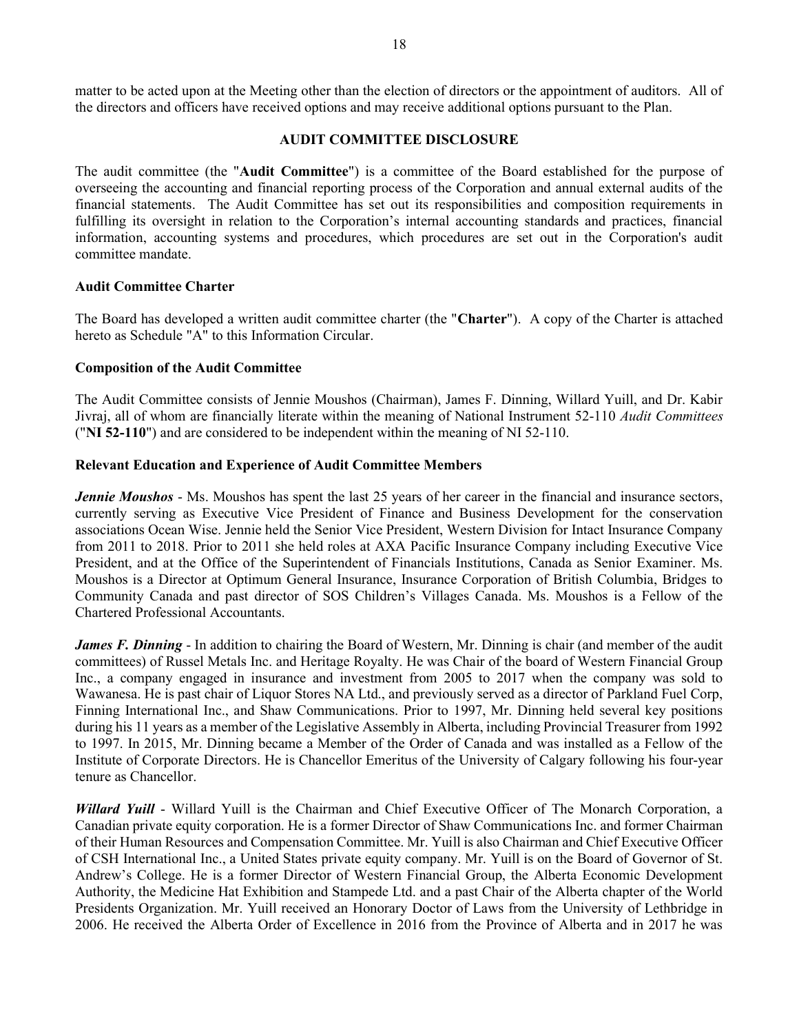matter to be acted upon at the Meeting other than the election of directors or the appointment of auditors. All of the directors and officers have received options and may receive additional options pursuant to the Plan.

## AUDIT COMMITTEE DISCLOSURE

The audit committee (the "**Audit Committee**") is a committee of the Board established for the purpose of overseeing the accounting and financial reporting process of the Corporation and annual external audits of the financial statements. The Audit Committee has set out its responsibilities and composition requirements in fulfilling its oversight in relation to the Corporation's internal accounting standards and practices, financial information, accounting systems and procedures, which procedures are set out in the Corporation's audit committee mandate.

### Audit Committee Charter

The Board has developed a written audit committee charter (the "**Charter**"). A copy of the Charter is attached hereto as Schedule "A" to this Information Circular.

### Composition of the Audit Committee

The Audit Committee consists of Jennie Moushos (Chairman), James F. Dinning, Willard Yuill, and Dr. Kabir Jivraj, all of whom are financially literate within the meaning of National Instrument 52-110 *Audit Committees* ("**NI 52-110**") and are considered to be independent within the meaning of NI 52-110.

### Relevant Education and Experience of Audit Committee Members

***Jennie Moushos*** - Ms. Moushos has spent the last 25 years of her career in the financial and insurance sectors, currently serving as Executive Vice President of Finance and Business Development for the conservation associations Ocean Wise. Jennie held the Senior Vice President, Western Division for Intact Insurance Company from 2011 to 2018. Prior to 2011 she held roles at AXA Pacific Insurance Company including Executive Vice President, and at the Office of the Superintendent of Financials Institutions, Canada as Senior Examiner. Ms. Moushos is a Director at Optimum General Insurance, Insurance Corporation of British Columbia, Bridges to Community Canada and past director of SOS Children's Villages Canada. Ms. Moushos is a Fellow of the Chartered Professional Accountants.

***James F. Dinning*** - In addition to chairing the Board of Western, Mr. Dinning is chair (and member of the audit committees) of Russel Metals Inc. and Heritage Royalty. He was Chair of the board of Western Financial Group Inc., a company engaged in insurance and investment from 2005 to 2017 when the company was sold to Wawanesa. He is past chair of Liquor Stores NA Ltd., and previously served as a director of Parkland Fuel Corp, Finning International Inc., and Shaw Communications. Prior to 1997, Mr. Dinning held several key positions during his 11 years as a member of the Legislative Assembly in Alberta, including Provincial Treasurer from 1992 to 1997. In 2015, Mr. Dinning became a Member of the Order of Canada and was installed as a Fellow of the Institute of Corporate Directors. He is Chancellor Emeritus of the University of Calgary following his four-year tenure as Chancellor.

***Willard Yuill*** - Willard Yuill is the Chairman and Chief Executive Officer of The Monarch Corporation, a Canadian private equity corporation. He is a former Director of Shaw Communications Inc. and former Chairman of their Human Resources and Compensation Committee. Mr. Yuill is also Chairman and Chief Executive Officer of CSH International Inc., a United States private equity company. Mr. Yuill is on the Board of Governor of St. Andrew's College. He is a former Director of Western Financial Group, the Alberta Economic Development Authority, the Medicine Hat Exhibition and Stampede Ltd. and a past Chair of the Alberta chapter of the World Presidents Organization. Mr. Yuill received an Honorary Doctor of Laws from the University of Lethbridge in 2006. He received the Alberta Order of Excellence in 2016 from the Province of Alberta and in 2017 he was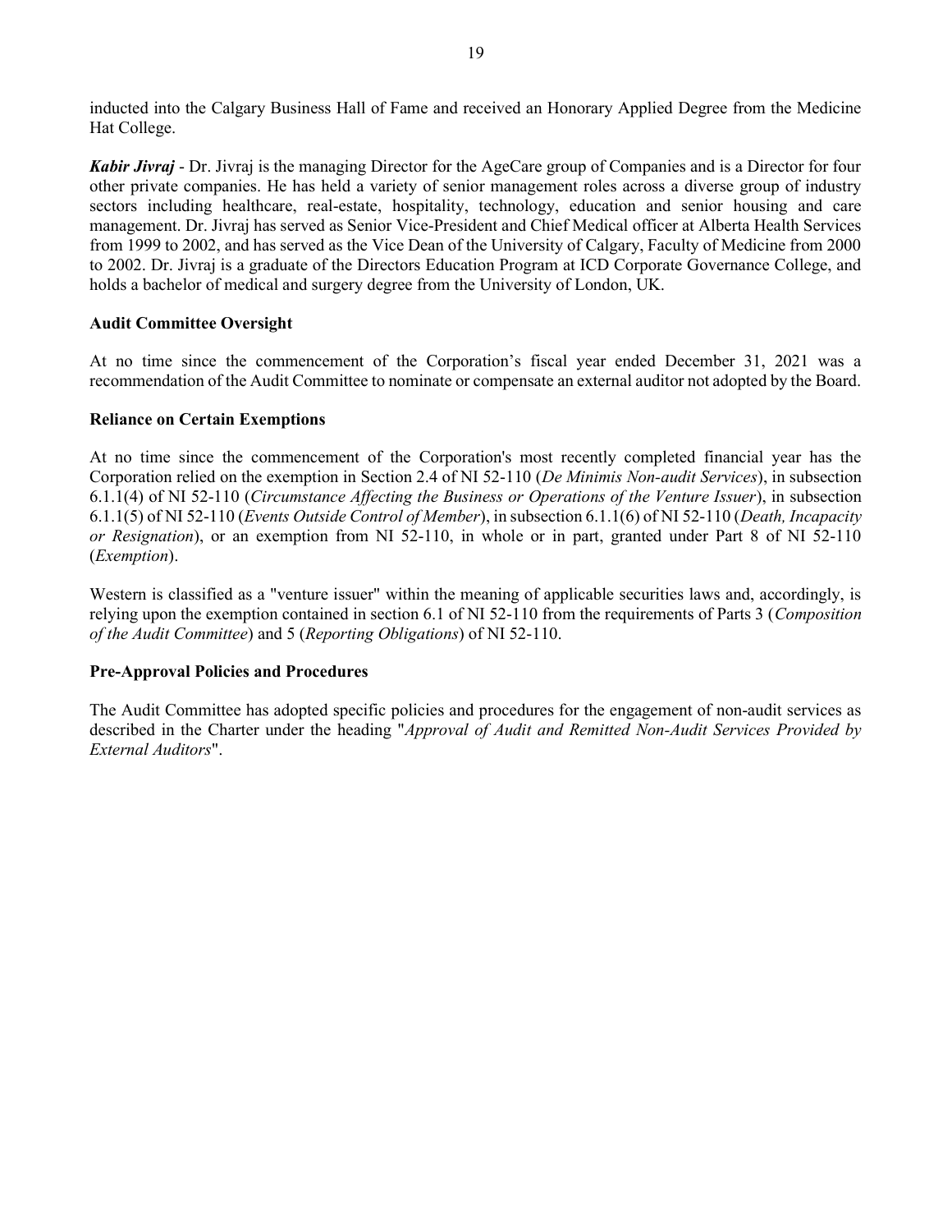inducted into the Calgary Business Hall of Fame and received an Honorary Applied Degree from the Medicine Hat College.

***Kabir Jivraj*** - Dr. Jivraj is the managing Director for the AgeCare group of Companies and is a Director for four other private companies. He has held a variety of senior management roles across a diverse group of industry sectors including healthcare, real-estate, hospitality, technology, education and senior housing and care management. Dr. Jivraj has served as Senior Vice-President and Chief Medical officer at Alberta Health Services from 1999 to 2002, and has served as the Vice Dean of the University of Calgary, Faculty of Medicine from 2000 to 2002. Dr. Jivraj is a graduate of the Directors Education Program at ICD Corporate Governance College, and holds a bachelor of medical and surgery degree from the University of London, UK.

**Audit Committee Oversight**

At no time since the commencement of the Corporation's fiscal year ended December 31, 2021 was a recommendation of the Audit Committee to nominate or compensate an external auditor not adopted by the Board.

**Reliance on Certain Exemptions**

At no time since the commencement of the Corporation's most recently completed financial year has the Corporation relied on the exemption in Section 2.4 of NI 52-110 (*De Minimis Non-audit Services*), in subsection 6.1.1(4) of NI 52-110 (*Circumstance Affecting the Business or Operations of the Venture Issuer*), in subsection 6.1.1(5) of NI 52-110 (*Events Outside Control of Member*), in subsection 6.1.1(6) of NI 52-110 (*Death, Incapacity or Resignation*), or an exemption from NI 52-110, in whole or in part, granted under Part 8 of NI 52-110 (*Exemption*).

Western is classified as a "venture issuer" within the meaning of applicable securities laws and, accordingly, is relying upon the exemption contained in section 6.1 of NI 52-110 from the requirements of Parts 3 (*Composition of the Audit Committee*) and 5 (*Reporting Obligations*) of NI 52-110.

**Pre-Approval Policies and Procedures**

The Audit Committee has adopted specific policies and procedures for the engagement of non-audit services as described in the Charter under the heading "*Approval of Audit and Remitted Non-Audit Services Provided by External Auditors*".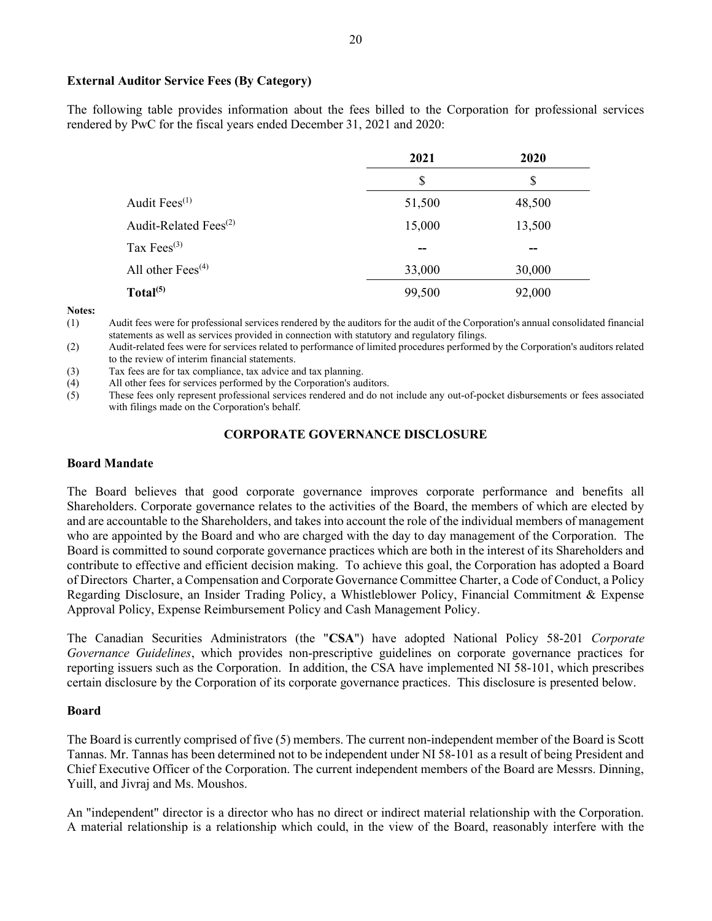### External Auditor Service Fees (By Category)

The following table provides information about the fees billed to the Corporation for professional services rendered by PwC for the fiscal years ended December 31, 2021 and 2020:

| | 2021 | 2020 |
|---|---|---|
| | $ | $ |
| Audit Fees(1) | 51,500 | 48,500 |
| Audit-Related Fees(2) | 15,000 | 13,500 |
| Tax Fees(3) | -- | -- |
| All other Fees(4) | 33,000 | 30,000 |
| **Total(5)** | 99,500 | 92,000 |

**Notes:**

(1) Audit fees were for professional services rendered by the auditors for the audit of the Corporation's annual consolidated financial statements as well as services provided in connection with statutory and regulatory filings.

(2) Audit-related fees were for services related to performance of limited procedures performed by the Corporation's auditors related to the review of interim financial statements.

(3) Tax fees are for tax compliance, tax advice and tax planning.

(4) All other fees for services performed by the Corporation's auditors.

(5) These fees only represent professional services rendered and do not include any out-of-pocket disbursements or fees associated with filings made on the Corporation's behalf.

## CORPORATE GOVERNANCE DISCLOSURE

### Board Mandate

The Board believes that good corporate governance improves corporate performance and benefits all Shareholders. Corporate governance relates to the activities of the Board, the members of which are elected by and are accountable to the Shareholders, and takes into account the role of the individual members of management who are appointed by the Board and who are charged with the day to day management of the Corporation. The Board is committed to sound corporate governance practices which are both in the interest of its Shareholders and contribute to effective and efficient decision making. To achieve this goal, the Corporation has adopted a Board of Directors Charter, a Compensation and Corporate Governance Committee Charter, a Code of Conduct, a Policy Regarding Disclosure, an Insider Trading Policy, a Whistleblower Policy, Financial Commitment & Expense Approval Policy, Expense Reimbursement Policy and Cash Management Policy.

The Canadian Securities Administrators (the "**CSA**") have adopted National Policy 58-201 *Corporate Governance Guidelines*, which provides non-prescriptive guidelines on corporate governance practices for reporting issuers such as the Corporation. In addition, the CSA have implemented NI 58-101, which prescribes certain disclosure by the Corporation of its corporate governance practices. This disclosure is presented below.

### Board

The Board is currently comprised of five (5) members. The current non-independent member of the Board is Scott Tannas. Mr. Tannas has been determined not to be independent under NI 58-101 as a result of being President and Chief Executive Officer of the Corporation. The current independent members of the Board are Messrs. Dinning, Yuill, and Jivraj and Ms. Moushos.

An "independent" director is a director who has no direct or indirect material relationship with the Corporation. A material relationship is a relationship which could, in the view of the Board, reasonably interfere with the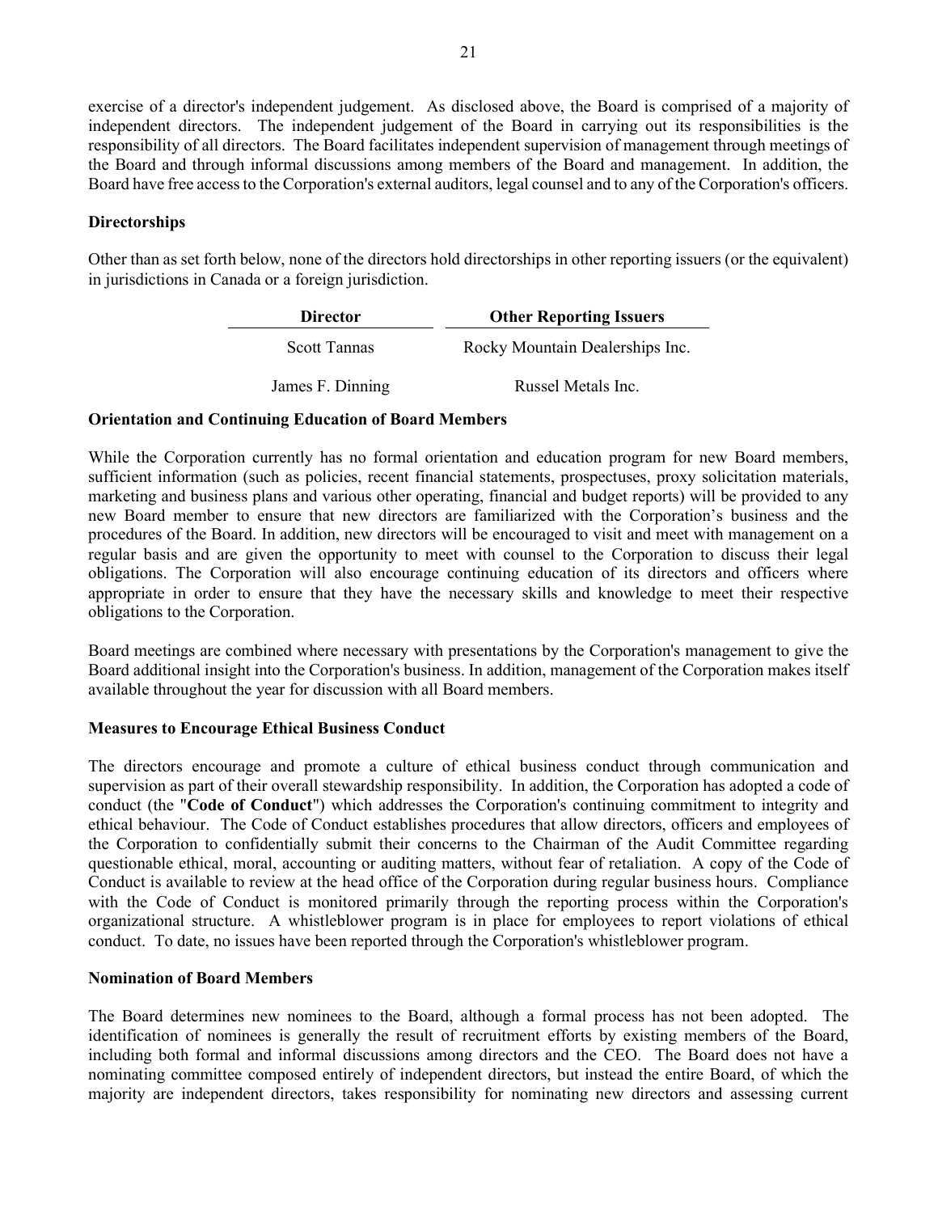exercise of a director's independent judgement. As disclosed above, the Board is comprised of a majority of independent directors. The independent judgement of the Board in carrying out its responsibilities is the responsibility of all directors. The Board facilitates independent supervision of management through meetings of the Board and through informal discussions among members of the Board and management. In addition, the Board have free access to the Corporation's external auditors, legal counsel and to any of the Corporation's officers.

**Directorships**

Other than as set forth below, none of the directors hold directorships in other reporting issuers (or the equivalent) in jurisdictions in Canada or a foreign jurisdiction.

| Director | Other Reporting Issuers |
|---|---|
| Scott Tannas | Rocky Mountain Dealerships Inc. |
| James F. Dinning | Russel Metals Inc. |

**Orientation and Continuing Education of Board Members**

While the Corporation currently has no formal orientation and education program for new Board members, sufficient information (such as policies, recent financial statements, prospectuses, proxy solicitation materials, marketing and business plans and various other operating, financial and budget reports) will be provided to any new Board member to ensure that new directors are familiarized with the Corporation's business and the procedures of the Board. In addition, new directors will be encouraged to visit and meet with management on a regular basis and are given the opportunity to meet with counsel to the Corporation to discuss their legal obligations. The Corporation will also encourage continuing education of its directors and officers where appropriate in order to ensure that they have the necessary skills and knowledge to meet their respective obligations to the Corporation.

Board meetings are combined where necessary with presentations by the Corporation's management to give the Board additional insight into the Corporation's business. In addition, management of the Corporation makes itself available throughout the year for discussion with all Board members.

**Measures to Encourage Ethical Business Conduct**

The directors encourage and promote a culture of ethical business conduct through communication and supervision as part of their overall stewardship responsibility. In addition, the Corporation has adopted a code of conduct (the "**Code of Conduct**") which addresses the Corporation's continuing commitment to integrity and ethical behaviour. The Code of Conduct establishes procedures that allow directors, officers and employees of the Corporation to confidentially submit their concerns to the Chairman of the Audit Committee regarding questionable ethical, moral, accounting or auditing matters, without fear of retaliation. A copy of the Code of Conduct is available to review at the head office of the Corporation during regular business hours. Compliance with the Code of Conduct is monitored primarily through the reporting process within the Corporation's organizational structure. A whistleblower program is in place for employees to report violations of ethical conduct. To date, no issues have been reported through the Corporation's whistleblower program.

**Nomination of Board Members**

The Board determines new nominees to the Board, although a formal process has not been adopted. The identification of nominees is generally the result of recruitment efforts by existing members of the Board, including both formal and informal discussions among directors and the CEO. The Board does not have a nominating committee composed entirely of independent directors, but instead the entire Board, of which the majority are independent directors, takes responsibility for nominating new directors and assessing current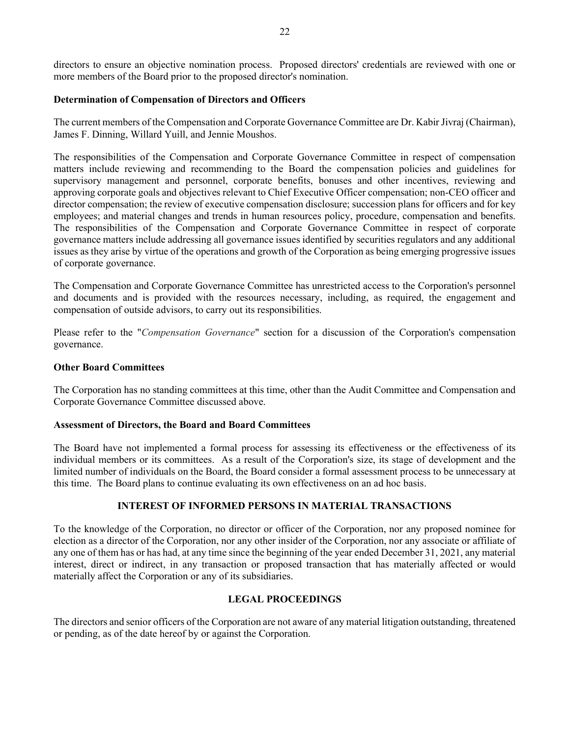directors to ensure an objective nomination process. Proposed directors' credentials are reviewed with one or more members of the Board prior to the proposed director's nomination.

**Determination of Compensation of Directors and Officers**

The current members of the Compensation and Corporate Governance Committee are Dr. Kabir Jivraj (Chairman), James F. Dinning, Willard Yuill, and Jennie Moushos.

The responsibilities of the Compensation and Corporate Governance Committee in respect of compensation matters include reviewing and recommending to the Board the compensation policies and guidelines for supervisory management and personnel, corporate benefits, bonuses and other incentives, reviewing and approving corporate goals and objectives relevant to Chief Executive Officer compensation; non-CEO officer and director compensation; the review of executive compensation disclosure; succession plans for officers and for key employees; and material changes and trends in human resources policy, procedure, compensation and benefits. The responsibilities of the Compensation and Corporate Governance Committee in respect of corporate governance matters include addressing all governance issues identified by securities regulators and any additional issues as they arise by virtue of the operations and growth of the Corporation as being emerging progressive issues of corporate governance.

The Compensation and Corporate Governance Committee has unrestricted access to the Corporation's personnel and documents and is provided with the resources necessary, including, as required, the engagement and compensation of outside advisors, to carry out its responsibilities.

Please refer to the "*Compensation Governance*" section for a discussion of the Corporation's compensation governance.

**Other Board Committees**

The Corporation has no standing committees at this time, other than the Audit Committee and Compensation and Corporate Governance Committee discussed above.

**Assessment of Directors, the Board and Board Committees**

The Board have not implemented a formal process for assessing its effectiveness or the effectiveness of its individual members or its committees. As a result of the Corporation's size, its stage of development and the limited number of individuals on the Board, the Board consider a formal assessment process to be unnecessary at this time. The Board plans to continue evaluating its own effectiveness on an ad hoc basis.

## INTEREST OF INFORMED PERSONS IN MATERIAL TRANSACTIONS

To the knowledge of the Corporation, no director or officer of the Corporation, nor any proposed nominee for election as a director of the Corporation, nor any other insider of the Corporation, nor any associate or affiliate of any one of them has or has had, at any time since the beginning of the year ended December 31, 2021, any material interest, direct or indirect, in any transaction or proposed transaction that has materially affected or would materially affect the Corporation or any of its subsidiaries.

## LEGAL PROCEEDINGS

The directors and senior officers of the Corporation are not aware of any material litigation outstanding, threatened or pending, as of the date hereof by or against the Corporation.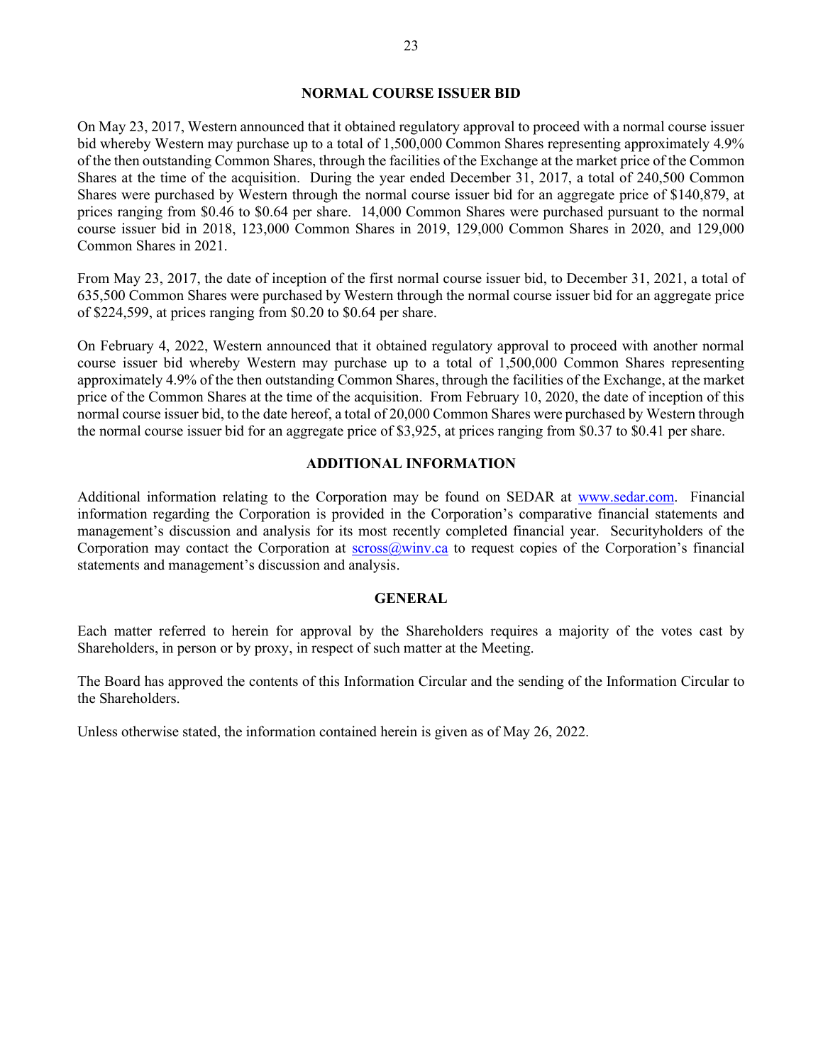## NORMAL COURSE ISSUER BID

On May 23, 2017, Western announced that it obtained regulatory approval to proceed with a normal course issuer bid whereby Western may purchase up to a total of 1,500,000 Common Shares representing approximately 4.9% of the then outstanding Common Shares, through the facilities of the Exchange at the market price of the Common Shares at the time of the acquisition. During the year ended December 31, 2017, a total of 240,500 Common Shares were purchased by Western through the normal course issuer bid for an aggregate price of $140,879, at prices ranging from $0.46 to $0.64 per share. 14,000 Common Shares were purchased pursuant to the normal course issuer bid in 2018, 123,000 Common Shares in 2019, 129,000 Common Shares in 2020, and 129,000 Common Shares in 2021.

From May 23, 2017, the date of inception of the first normal course issuer bid, to December 31, 2021, a total of 635,500 Common Shares were purchased by Western through the normal course issuer bid for an aggregate price of $224,599, at prices ranging from $0.20 to $0.64 per share.

On February 4, 2022, Western announced that it obtained regulatory approval to proceed with another normal course issuer bid whereby Western may purchase up to a total of 1,500,000 Common Shares representing approximately 4.9% of the then outstanding Common Shares, through the facilities of the Exchange, at the market price of the Common Shares at the time of the acquisition. From February 10, 2020, the date of inception of this normal course issuer bid, to the date hereof, a total of 20,000 Common Shares were purchased by Western through the normal course issuer bid for an aggregate price of $3,925, at prices ranging from $0.37 to $0.41 per share.

## ADDITIONAL INFORMATION

Additional information relating to the Corporation may be found on SEDAR at www.sedar.com. Financial information regarding the Corporation is provided in the Corporation's comparative financial statements and management's discussion and analysis for its most recently completed financial year. Securityholders of the Corporation may contact the Corporation at scross@winv.ca to request copies of the Corporation's financial statements and management's discussion and analysis.

## GENERAL

Each matter referred to herein for approval by the Shareholders requires a majority of the votes cast by Shareholders, in person or by proxy, in respect of such matter at the Meeting.

The Board has approved the contents of this Information Circular and the sending of the Information Circular to the Shareholders.

Unless otherwise stated, the information contained herein is given as of May 26, 2022.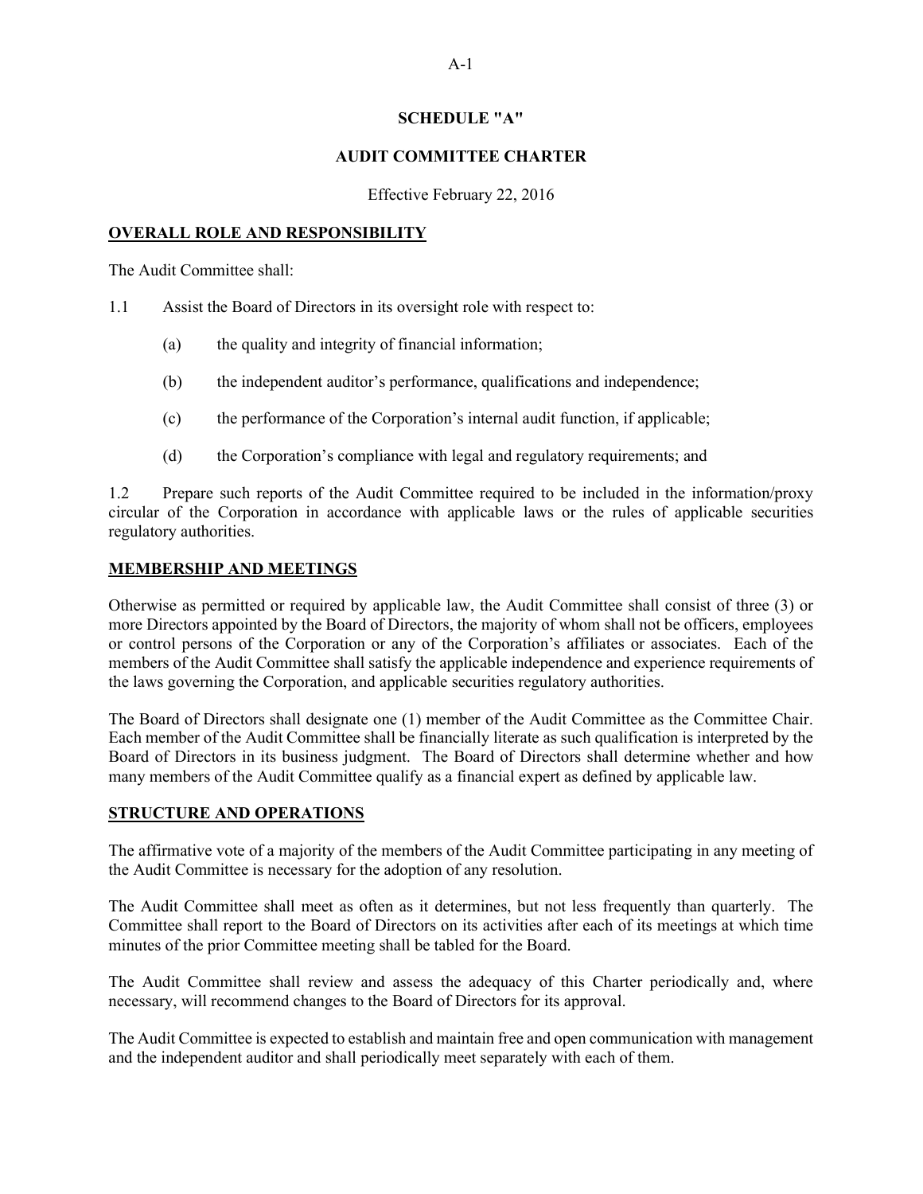# SCHEDULE "A"

# AUDIT COMMITTEE CHARTER

Effective February 22, 2016

## OVERALL ROLE AND RESPONSIBILITY

The Audit Committee shall:

1.1 Assist the Board of Directors in its oversight role with respect to:

(a) the quality and integrity of financial information;

(b) the independent auditor's performance, qualifications and independence;

(c) the performance of the Corporation's internal audit function, if applicable;

(d) the Corporation's compliance with legal and regulatory requirements; and

1.2 Prepare such reports of the Audit Committee required to be included in the information/proxy circular of the Corporation in accordance with applicable laws or the rules of applicable securities regulatory authorities.

## MEMBERSHIP AND MEETINGS

Otherwise as permitted or required by applicable law, the Audit Committee shall consist of three (3) or more Directors appointed by the Board of Directors, the majority of whom shall not be officers, employees or control persons of the Corporation or any of the Corporation's affiliates or associates. Each of the members of the Audit Committee shall satisfy the applicable independence and experience requirements of the laws governing the Corporation, and applicable securities regulatory authorities.

The Board of Directors shall designate one (1) member of the Audit Committee as the Committee Chair. Each member of the Audit Committee shall be financially literate as such qualification is interpreted by the Board of Directors in its business judgment. The Board of Directors shall determine whether and how many members of the Audit Committee qualify as a financial expert as defined by applicable law.

## STRUCTURE AND OPERATIONS

The affirmative vote of a majority of the members of the Audit Committee participating in any meeting of the Audit Committee is necessary for the adoption of any resolution.

The Audit Committee shall meet as often as it determines, but not less frequently than quarterly. The Committee shall report to the Board of Directors on its activities after each of its meetings at which time minutes of the prior Committee meeting shall be tabled for the Board.

The Audit Committee shall review and assess the adequacy of this Charter periodically and, where necessary, will recommend changes to the Board of Directors for its approval.

The Audit Committee is expected to establish and maintain free and open communication with management and the independent auditor and shall periodically meet separately with each of them.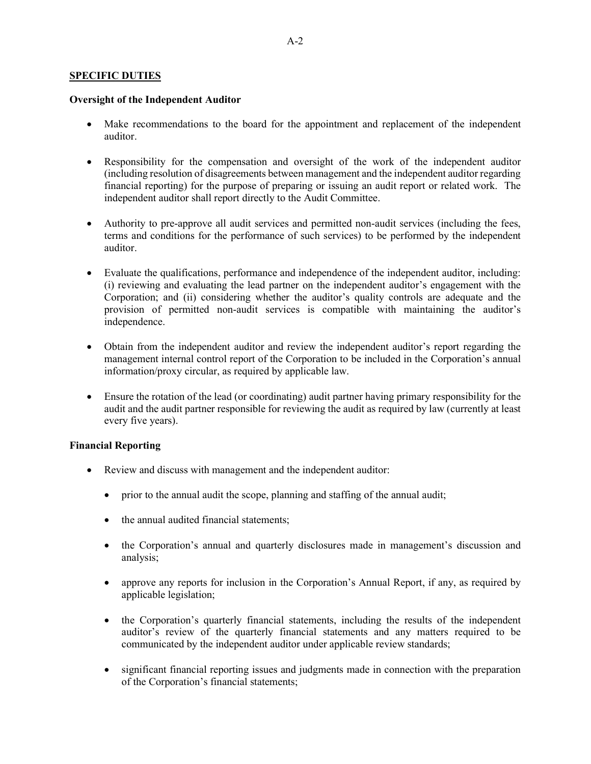## SPECIFIC DUTIES

### Oversight of the Independent Auditor

- Make recommendations to the board for the appointment and replacement of the independent auditor.

- Responsibility for the compensation and oversight of the work of the independent auditor (including resolution of disagreements between management and the independent auditor regarding financial reporting) for the purpose of preparing or issuing an audit report or related work. The independent auditor shall report directly to the Audit Committee.

- Authority to pre-approve all audit services and permitted non-audit services (including the fees, terms and conditions for the performance of such services) to be performed by the independent auditor.

- Evaluate the qualifications, performance and independence of the independent auditor, including: (i) reviewing and evaluating the lead partner on the independent auditor's engagement with the Corporation; and (ii) considering whether the auditor's quality controls are adequate and the provision of permitted non-audit services is compatible with maintaining the auditor's independence.

- Obtain from the independent auditor and review the independent auditor's report regarding the management internal control report of the Corporation to be included in the Corporation's annual information/proxy circular, as required by applicable law.

- Ensure the rotation of the lead (or coordinating) audit partner having primary responsibility for the audit and the audit partner responsible for reviewing the audit as required by law (currently at least every five years).

### Financial Reporting

- Review and discuss with management and the independent auditor:

  - prior to the annual audit the scope, planning and staffing of the annual audit;

  - the annual audited financial statements;

  - the Corporation's annual and quarterly disclosures made in management's discussion and analysis;

  - approve any reports for inclusion in the Corporation's Annual Report, if any, as required by applicable legislation;

  - the Corporation's quarterly financial statements, including the results of the independent auditor's review of the quarterly financial statements and any matters required to be communicated by the independent auditor under applicable review standards;

  - significant financial reporting issues and judgments made in connection with the preparation of the Corporation's financial statements;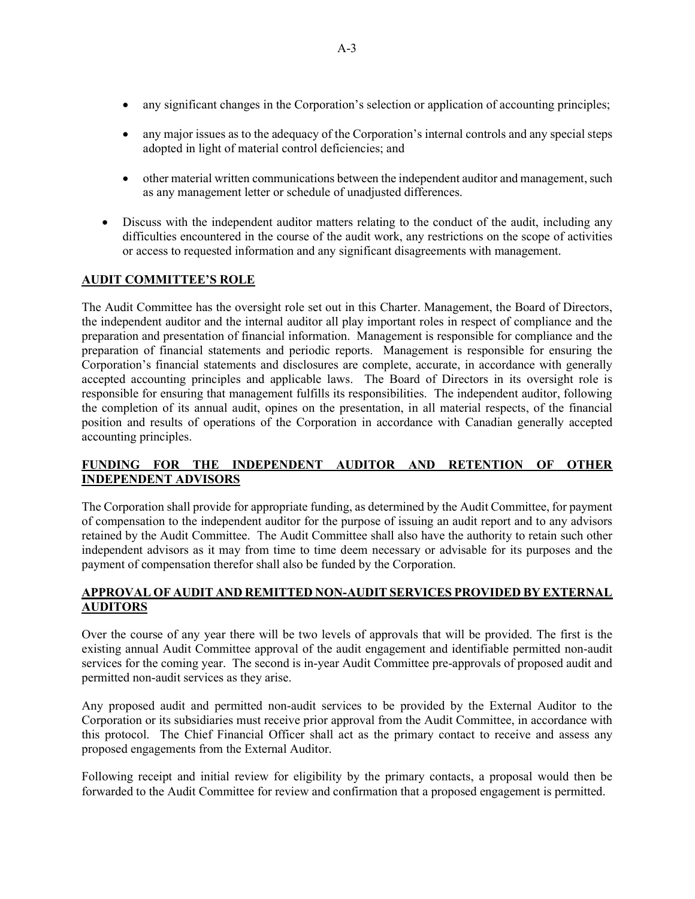- any significant changes in the Corporation's selection or application of accounting principles;
- any major issues as to the adequacy of the Corporation's internal controls and any special steps adopted in light of material control deficiencies; and
- other material written communications between the independent auditor and management, such as any management letter or schedule of unadjusted differences.

- Discuss with the independent auditor matters relating to the conduct of the audit, including any difficulties encountered in the course of the audit work, any restrictions on the scope of activities or access to requested information and any significant disagreements with management.

## AUDIT COMMITTEE'S ROLE

The Audit Committee has the oversight role set out in this Charter. Management, the Board of Directors, the independent auditor and the internal auditor all play important roles in respect of compliance and the preparation and presentation of financial information. Management is responsible for compliance and the preparation of financial statements and periodic reports. Management is responsible for ensuring the Corporation's financial statements and disclosures are complete, accurate, in accordance with generally accepted accounting principles and applicable laws. The Board of Directors in its oversight role is responsible for ensuring that management fulfills its responsibilities. The independent auditor, following the completion of its annual audit, opines on the presentation, in all material respects, of the financial position and results of operations of the Corporation in accordance with Canadian generally accepted accounting principles.

## FUNDING FOR THE INDEPENDENT AUDITOR AND RETENTION OF OTHER INDEPENDENT ADVISORS

The Corporation shall provide for appropriate funding, as determined by the Audit Committee, for payment of compensation to the independent auditor for the purpose of issuing an audit report and to any advisors retained by the Audit Committee. The Audit Committee shall also have the authority to retain such other independent advisors as it may from time to time deem necessary or advisable for its purposes and the payment of compensation therefor shall also be funded by the Corporation.

## APPROVAL OF AUDIT AND REMITTED NON-AUDIT SERVICES PROVIDED BY EXTERNAL AUDITORS

Over the course of any year there will be two levels of approvals that will be provided. The first is the existing annual Audit Committee approval of the audit engagement and identifiable permitted non-audit services for the coming year. The second is in-year Audit Committee pre-approvals of proposed audit and permitted non-audit services as they arise.

Any proposed audit and permitted non-audit services to be provided by the External Auditor to the Corporation or its subsidiaries must receive prior approval from the Audit Committee, in accordance with this protocol. The Chief Financial Officer shall act as the primary contact to receive and assess any proposed engagements from the External Auditor.

Following receipt and initial review for eligibility by the primary contacts, a proposal would then be forwarded to the Audit Committee for review and confirmation that a proposed engagement is permitted.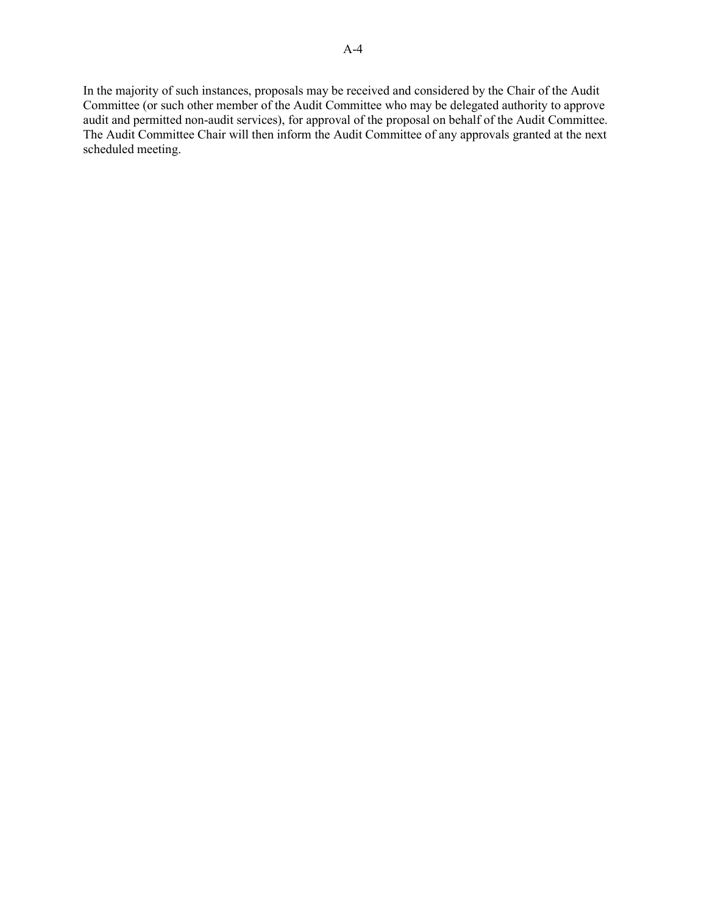In the majority of such instances, proposals may be received and considered by the Chair of the Audit Committee (or such other member of the Audit Committee who may be delegated authority to approve audit and permitted non-audit services), for approval of the proposal on behalf of the Audit Committee. The Audit Committee Chair will then inform the Audit Committee of any approvals granted at the next scheduled meeting.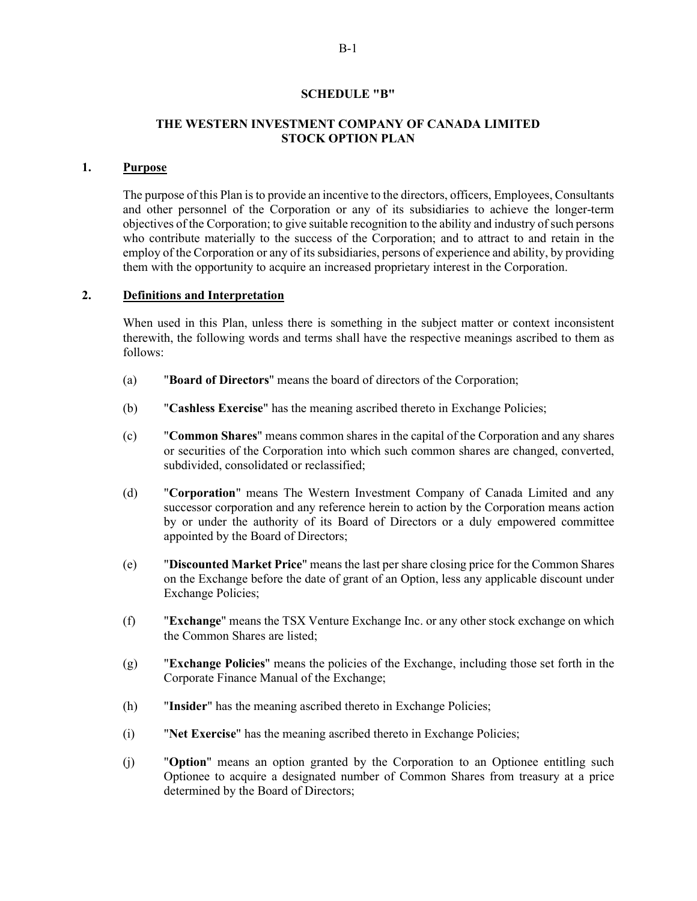## SCHEDULE "B"

## THE WESTERN INVESTMENT COMPANY OF CANADA LIMITED STOCK OPTION PLAN

### 1. Purpose

The purpose of this Plan is to provide an incentive to the directors, officers, Employees, Consultants and other personnel of the Corporation or any of its subsidiaries to achieve the longer-term objectives of the Corporation; to give suitable recognition to the ability and industry of such persons who contribute materially to the success of the Corporation; and to attract to and retain in the employ of the Corporation or any of its subsidiaries, persons of experience and ability, by providing them with the opportunity to acquire an increased proprietary interest in the Corporation.

### 2. Definitions and Interpretation

When used in this Plan, unless there is something in the subject matter or context inconsistent therewith, the following words and terms shall have the respective meanings ascribed to them as follows:

(a) "**Board of Directors**" means the board of directors of the Corporation;

(b) "**Cashless Exercise**" has the meaning ascribed thereto in Exchange Policies;

(c) "**Common Shares**" means common shares in the capital of the Corporation and any shares or securities of the Corporation into which such common shares are changed, converted, subdivided, consolidated or reclassified;

(d) "**Corporation**" means The Western Investment Company of Canada Limited and any successor corporation and any reference herein to action by the Corporation means action by or under the authority of its Board of Directors or a duly empowered committee appointed by the Board of Directors;

(e) "**Discounted Market Price**" means the last per share closing price for the Common Shares on the Exchange before the date of grant of an Option, less any applicable discount under Exchange Policies;

(f) "**Exchange**" means the TSX Venture Exchange Inc. or any other stock exchange on which the Common Shares are listed;

(g) "**Exchange Policies**" means the policies of the Exchange, including those set forth in the Corporate Finance Manual of the Exchange;

(h) "**Insider**" has the meaning ascribed thereto in Exchange Policies;

(i) "**Net Exercise**" has the meaning ascribed thereto in Exchange Policies;

(j) "**Option**" means an option granted by the Corporation to an Optionee entitling such Optionee to acquire a designated number of Common Shares from treasury at a price determined by the Board of Directors;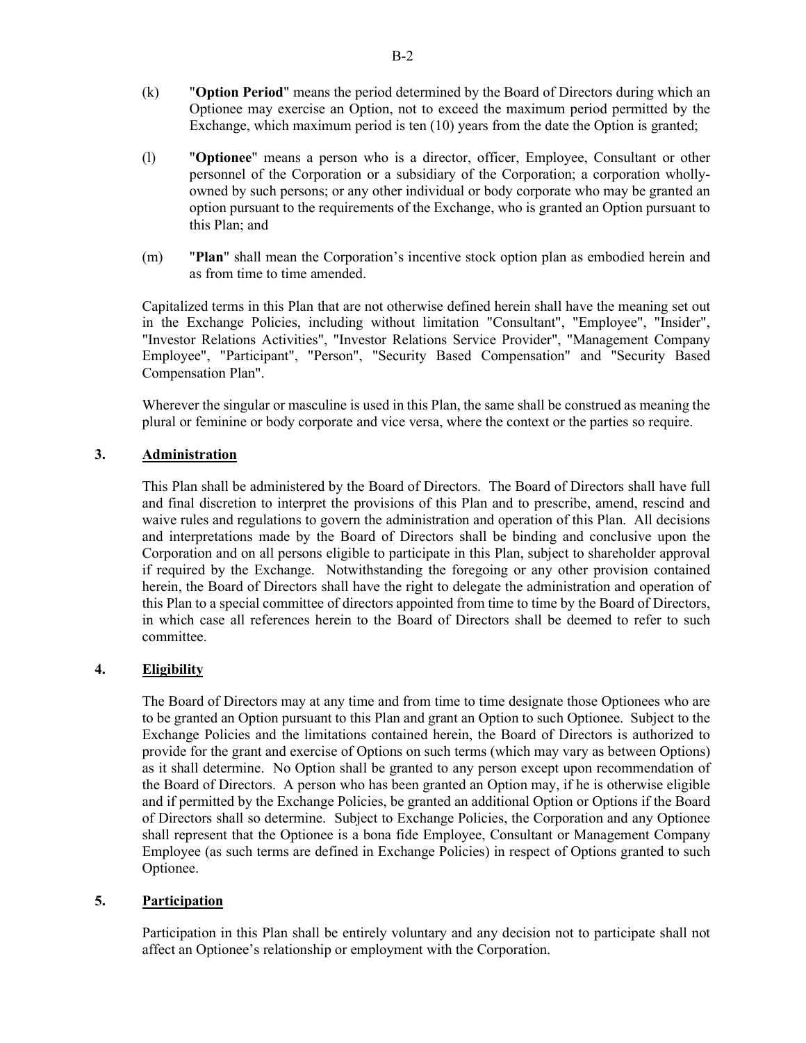(k) "**Option Period**" means the period determined by the Board of Directors during which an Optionee may exercise an Option, not to exceed the maximum period permitted by the Exchange, which maximum period is ten (10) years from the date the Option is granted;

(l) "**Optionee**" means a person who is a director, officer, Employee, Consultant or other personnel of the Corporation or a subsidiary of the Corporation; a corporation wholly-owned by such persons; or any other individual or body corporate who may be granted an option pursuant to the requirements of the Exchange, who is granted an Option pursuant to this Plan; and

(m) "**Plan**" shall mean the Corporation's incentive stock option plan as embodied herein and as from time to time amended.

Capitalized terms in this Plan that are not otherwise defined herein shall have the meaning set out in the Exchange Policies, including without limitation "Consultant", "Employee", "Insider", "Investor Relations Activities", "Investor Relations Service Provider", "Management Company Employee", "Participant", "Person", "Security Based Compensation" and "Security Based Compensation Plan".

Wherever the singular or masculine is used in this Plan, the same shall be construed as meaning the plural or feminine or body corporate and vice versa, where the context or the parties so require.

## 3. Administration

This Plan shall be administered by the Board of Directors. The Board of Directors shall have full and final discretion to interpret the provisions of this Plan and to prescribe, amend, rescind and waive rules and regulations to govern the administration and operation of this Plan. All decisions and interpretations made by the Board of Directors shall be binding and conclusive upon the Corporation and on all persons eligible to participate in this Plan, subject to shareholder approval if required by the Exchange. Notwithstanding the foregoing or any other provision contained herein, the Board of Directors shall have the right to delegate the administration and operation of this Plan to a special committee of directors appointed from time to time by the Board of Directors, in which case all references herein to the Board of Directors shall be deemed to refer to such committee.

## 4. Eligibility

The Board of Directors may at any time and from time to time designate those Optionees who are to be granted an Option pursuant to this Plan and grant an Option to such Optionee. Subject to the Exchange Policies and the limitations contained herein, the Board of Directors is authorized to provide for the grant and exercise of Options on such terms (which may vary as between Options) as it shall determine. No Option shall be granted to any person except upon recommendation of the Board of Directors. A person who has been granted an Option may, if he is otherwise eligible and if permitted by the Exchange Policies, be granted an additional Option or Options if the Board of Directors shall so determine. Subject to Exchange Policies, the Corporation and any Optionee shall represent that the Optionee is a bona fide Employee, Consultant or Management Company Employee (as such terms are defined in Exchange Policies) in respect of Options granted to such Optionee.

## 5. Participation

Participation in this Plan shall be entirely voluntary and any decision not to participate shall not affect an Optionee's relationship or employment with the Corporation.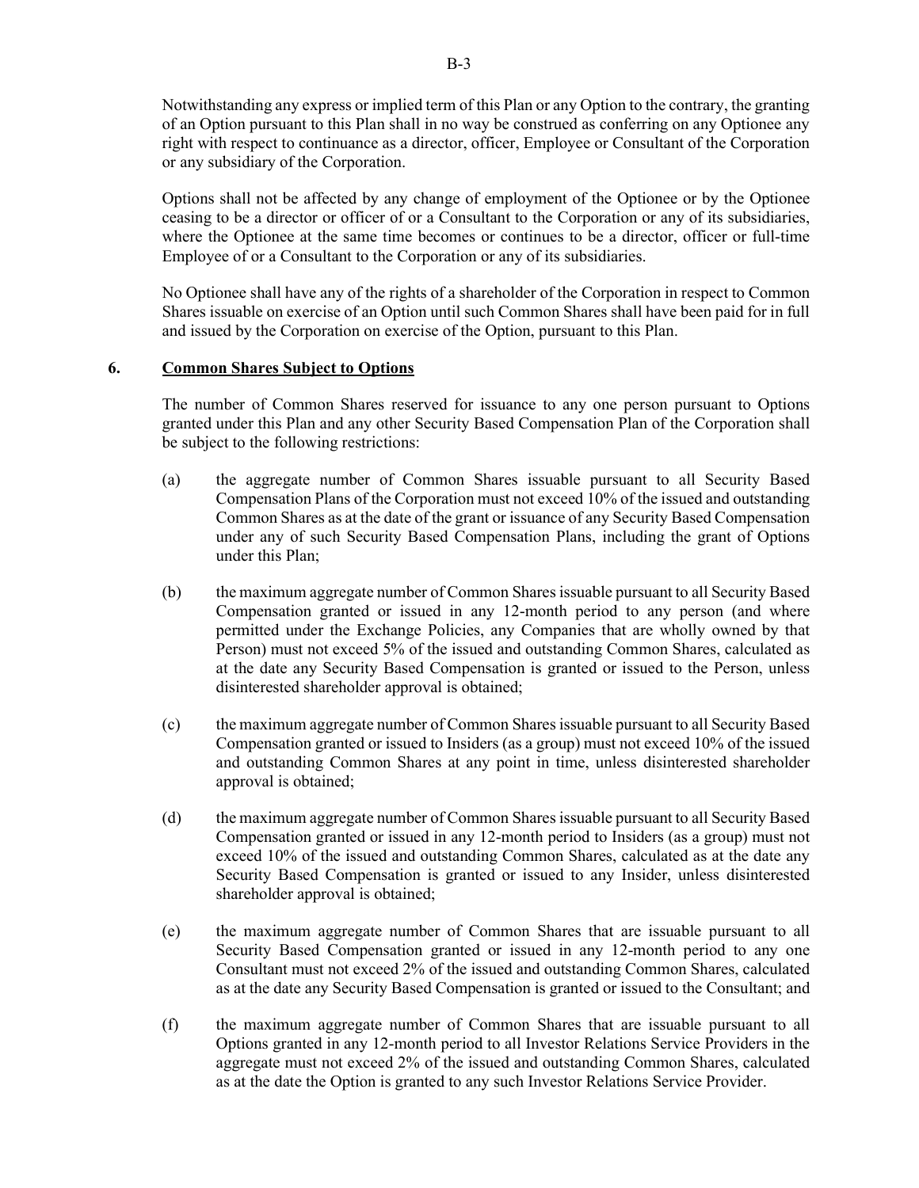Notwithstanding any express or implied term of this Plan or any Option to the contrary, the granting of an Option pursuant to this Plan shall in no way be construed as conferring on any Optionee any right with respect to continuance as a director, officer, Employee or Consultant of the Corporation or any subsidiary of the Corporation.

Options shall not be affected by any change of employment of the Optionee or by the Optionee ceasing to be a director or officer of or a Consultant to the Corporation or any of its subsidiaries, where the Optionee at the same time becomes or continues to be a director, officer or full-time Employee of or a Consultant to the Corporation or any of its subsidiaries.

No Optionee shall have any of the rights of a shareholder of the Corporation in respect to Common Shares issuable on exercise of an Option until such Common Shares shall have been paid for in full and issued by the Corporation on exercise of the Option, pursuant to this Plan.

## 6. <u>Common Shares Subject to Options</u>

The number of Common Shares reserved for issuance to any one person pursuant to Options granted under this Plan and any other Security Based Compensation Plan of the Corporation shall be subject to the following restrictions:

(a) the aggregate number of Common Shares issuable pursuant to all Security Based Compensation Plans of the Corporation must not exceed 10% of the issued and outstanding Common Shares as at the date of the grant or issuance of any Security Based Compensation under any of such Security Based Compensation Plans, including the grant of Options under this Plan;

(b) the maximum aggregate number of Common Shares issuable pursuant to all Security Based Compensation granted or issued in any 12-month period to any person (and where permitted under the Exchange Policies, any Companies that are wholly owned by that Person) must not exceed 5% of the issued and outstanding Common Shares, calculated as at the date any Security Based Compensation is granted or issued to the Person, unless disinterested shareholder approval is obtained;

(c) the maximum aggregate number of Common Shares issuable pursuant to all Security Based Compensation granted or issued to Insiders (as a group) must not exceed 10% of the issued and outstanding Common Shares at any point in time, unless disinterested shareholder approval is obtained;

(d) the maximum aggregate number of Common Shares issuable pursuant to all Security Based Compensation granted or issued in any 12-month period to Insiders (as a group) must not exceed 10% of the issued and outstanding Common Shares, calculated as at the date any Security Based Compensation is granted or issued to any Insider, unless disinterested shareholder approval is obtained;

(e) the maximum aggregate number of Common Shares that are issuable pursuant to all Security Based Compensation granted or issued in any 12-month period to any one Consultant must not exceed 2% of the issued and outstanding Common Shares, calculated as at the date any Security Based Compensation is granted or issued to the Consultant; and

(f) the maximum aggregate number of Common Shares that are issuable pursuant to all Options granted in any 12-month period to all Investor Relations Service Providers in the aggregate must not exceed 2% of the issued and outstanding Common Shares, calculated as at the date the Option is granted to any such Investor Relations Service Provider.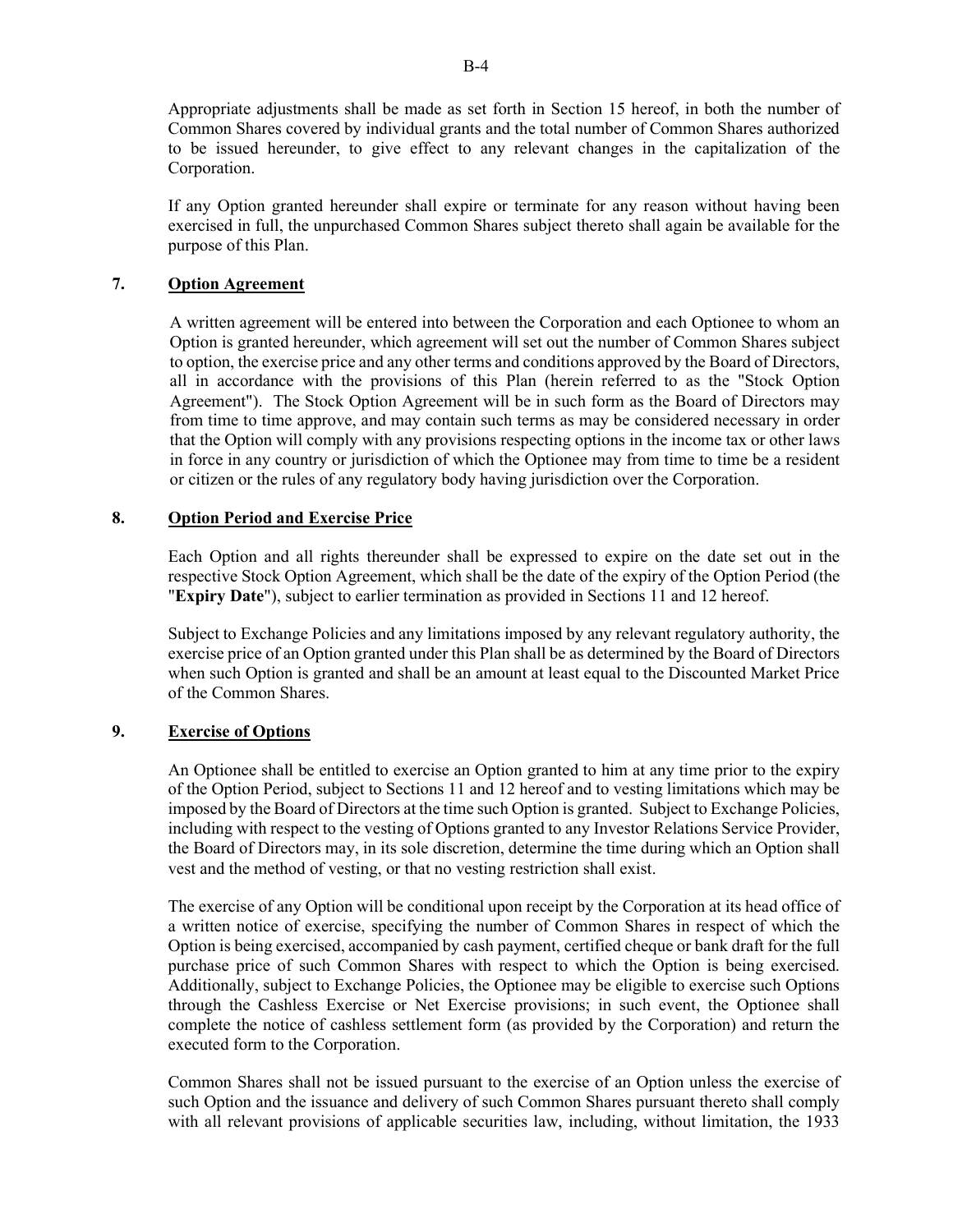Appropriate adjustments shall be made as set forth in Section 15 hereof, in both the number of Common Shares covered by individual grants and the total number of Common Shares authorized to be issued hereunder, to give effect to any relevant changes in the capitalization of the Corporation.

If any Option granted hereunder shall expire or terminate for any reason without having been exercised in full, the unpurchased Common Shares subject thereto shall again be available for the purpose of this Plan.

## 7. Option Agreement

A written agreement will be entered into between the Corporation and each Optionee to whom an Option is granted hereunder, which agreement will set out the number of Common Shares subject to option, the exercise price and any other terms and conditions approved by the Board of Directors, all in accordance with the provisions of this Plan (herein referred to as the "Stock Option Agreement"). The Stock Option Agreement will be in such form as the Board of Directors may from time to time approve, and may contain such terms as may be considered necessary in order that the Option will comply with any provisions respecting options in the income tax or other laws in force in any country or jurisdiction of which the Optionee may from time to time be a resident or citizen or the rules of any regulatory body having jurisdiction over the Corporation.

## 8. Option Period and Exercise Price

Each Option and all rights thereunder shall be expressed to expire on the date set out in the respective Stock Option Agreement, which shall be the date of the expiry of the Option Period (the "**Expiry Date**"), subject to earlier termination as provided in Sections 11 and 12 hereof.

Subject to Exchange Policies and any limitations imposed by any relevant regulatory authority, the exercise price of an Option granted under this Plan shall be as determined by the Board of Directors when such Option is granted and shall be an amount at least equal to the Discounted Market Price of the Common Shares.

## 9. Exercise of Options

An Optionee shall be entitled to exercise an Option granted to him at any time prior to the expiry of the Option Period, subject to Sections 11 and 12 hereof and to vesting limitations which may be imposed by the Board of Directors at the time such Option is granted. Subject to Exchange Policies, including with respect to the vesting of Options granted to any Investor Relations Service Provider, the Board of Directors may, in its sole discretion, determine the time during which an Option shall vest and the method of vesting, or that no vesting restriction shall exist.

The exercise of any Option will be conditional upon receipt by the Corporation at its head office of a written notice of exercise, specifying the number of Common Shares in respect of which the Option is being exercised, accompanied by cash payment, certified cheque or bank draft for the full purchase price of such Common Shares with respect to which the Option is being exercised. Additionally, subject to Exchange Policies, the Optionee may be eligible to exercise such Options through the Cashless Exercise or Net Exercise provisions; in such event, the Optionee shall complete the notice of cashless settlement form (as provided by the Corporation) and return the executed form to the Corporation.

Common Shares shall not be issued pursuant to the exercise of an Option unless the exercise of such Option and the issuance and delivery of such Common Shares pursuant thereto shall comply with all relevant provisions of applicable securities law, including, without limitation, the 1933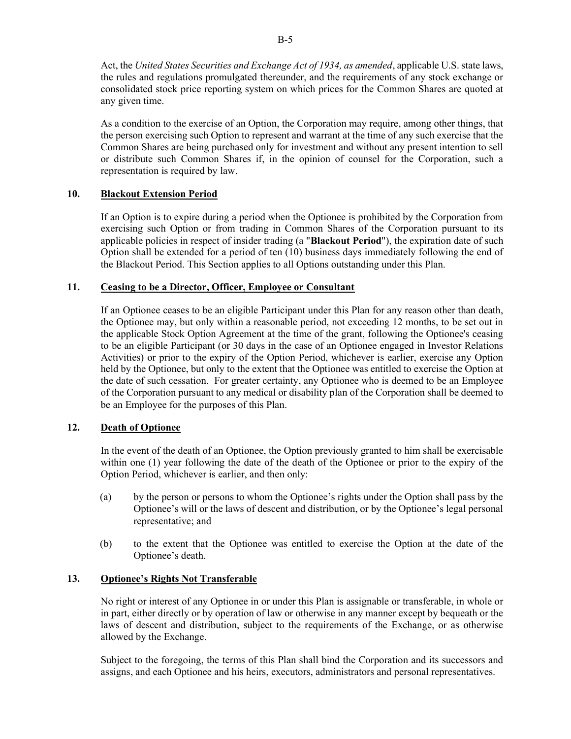Act, the *United States Securities and Exchange Act of 1934, as amended*, applicable U.S. state laws, the rules and regulations promulgated thereunder, and the requirements of any stock exchange or consolidated stock price reporting system on which prices for the Common Shares are quoted at any given time.

As a condition to the exercise of an Option, the Corporation may require, among other things, that the person exercising such Option to represent and warrant at the time of any such exercise that the Common Shares are being purchased only for investment and without any present intention to sell or distribute such Common Shares if, in the opinion of counsel for the Corporation, such a representation is required by law.

## 10. Blackout Extension Period

If an Option is to expire during a period when the Optionee is prohibited by the Corporation from exercising such Option or from trading in Common Shares of the Corporation pursuant to its applicable policies in respect of insider trading (a "**Blackout Period**"), the expiration date of such Option shall be extended for a period of ten (10) business days immediately following the end of the Blackout Period. This Section applies to all Options outstanding under this Plan.

## 11. Ceasing to be a Director, Officer, Employee or Consultant

If an Optionee ceases to be an eligible Participant under this Plan for any reason other than death, the Optionee may, but only within a reasonable period, not exceeding 12 months, to be set out in the applicable Stock Option Agreement at the time of the grant, following the Optionee's ceasing to be an eligible Participant (or 30 days in the case of an Optionee engaged in Investor Relations Activities) or prior to the expiry of the Option Period, whichever is earlier, exercise any Option held by the Optionee, but only to the extent that the Optionee was entitled to exercise the Option at the date of such cessation. For greater certainty, any Optionee who is deemed to be an Employee of the Corporation pursuant to any medical or disability plan of the Corporation shall be deemed to be an Employee for the purposes of this Plan.

## 12. Death of Optionee

In the event of the death of an Optionee, the Option previously granted to him shall be exercisable within one (1) year following the date of the death of the Optionee or prior to the expiry of the Option Period, whichever is earlier, and then only:

(a) by the person or persons to whom the Optionee's rights under the Option shall pass by the Optionee's will or the laws of descent and distribution, or by the Optionee's legal personal representative; and

(b) to the extent that the Optionee was entitled to exercise the Option at the date of the Optionee's death.

## 13. Optionee's Rights Not Transferable

No right or interest of any Optionee in or under this Plan is assignable or transferable, in whole or in part, either directly or by operation of law or otherwise in any manner except by bequeath or the laws of descent and distribution, subject to the requirements of the Exchange, or as otherwise allowed by the Exchange.

Subject to the foregoing, the terms of this Plan shall bind the Corporation and its successors and assigns, and each Optionee and his heirs, executors, administrators and personal representatives.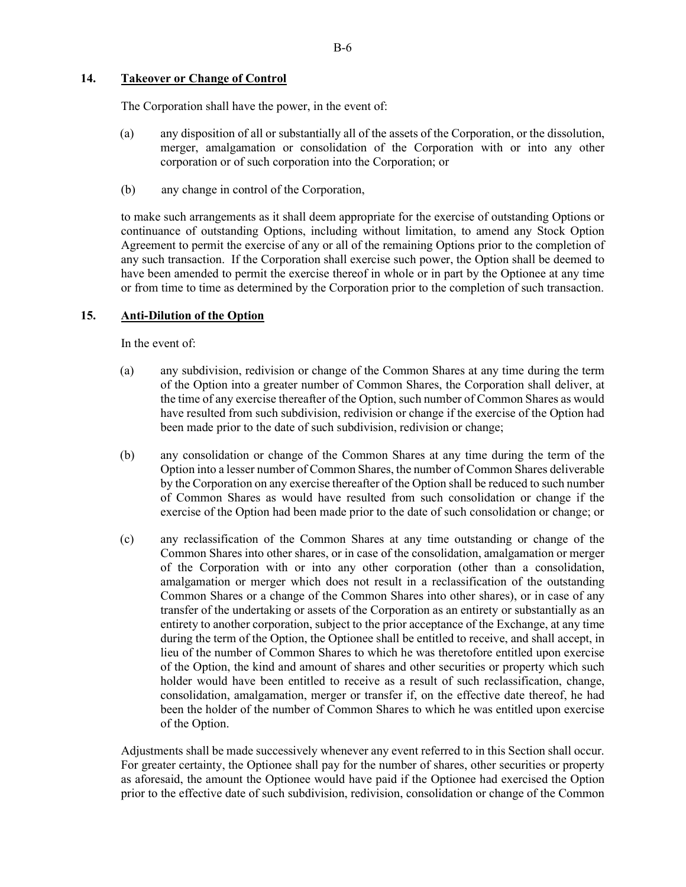## 14. Takeover or Change of Control

The Corporation shall have the power, in the event of:

(a) any disposition of all or substantially all of the assets of the Corporation, or the dissolution, merger, amalgamation or consolidation of the Corporation with or into any other corporation or of such corporation into the Corporation; or

(b) any change in control of the Corporation,

to make such arrangements as it shall deem appropriate for the exercise of outstanding Options or continuance of outstanding Options, including without limitation, to amend any Stock Option Agreement to permit the exercise of any or all of the remaining Options prior to the completion of any such transaction. If the Corporation shall exercise such power, the Option shall be deemed to have been amended to permit the exercise thereof in whole or in part by the Optionee at any time or from time to time as determined by the Corporation prior to the completion of such transaction.

## 15. Anti-Dilution of the Option

In the event of:

(a) any subdivision, redivision or change of the Common Shares at any time during the term of the Option into a greater number of Common Shares, the Corporation shall deliver, at the time of any exercise thereafter of the Option, such number of Common Shares as would have resulted from such subdivision, redivision or change if the exercise of the Option had been made prior to the date of such subdivision, redivision or change;

(b) any consolidation or change of the Common Shares at any time during the term of the Option into a lesser number of Common Shares, the number of Common Shares deliverable by the Corporation on any exercise thereafter of the Option shall be reduced to such number of Common Shares as would have resulted from such consolidation or change if the exercise of the Option had been made prior to the date of such consolidation or change; or

(c) any reclassification of the Common Shares at any time outstanding or change of the Common Shares into other shares, or in case of the consolidation, amalgamation or merger of the Corporation with or into any other corporation (other than a consolidation, amalgamation or merger which does not result in a reclassification of the outstanding Common Shares or a change of the Common Shares into other shares), or in case of any transfer of the undertaking or assets of the Corporation as an entirety or substantially as an entirety to another corporation, subject to the prior acceptance of the Exchange, at any time during the term of the Option, the Optionee shall be entitled to receive, and shall accept, in lieu of the number of Common Shares to which he was theretofore entitled upon exercise of the Option, the kind and amount of shares and other securities or property which such holder would have been entitled to receive as a result of such reclassification, change, consolidation, amalgamation, merger or transfer if, on the effective date thereof, he had been the holder of the number of Common Shares to which he was entitled upon exercise of the Option.

Adjustments shall be made successively whenever any event referred to in this Section shall occur. For greater certainty, the Optionee shall pay for the number of shares, other securities or property as aforesaid, the amount the Optionee would have paid if the Optionee had exercised the Option prior to the effective date of such subdivision, redivision, consolidation or change of the Common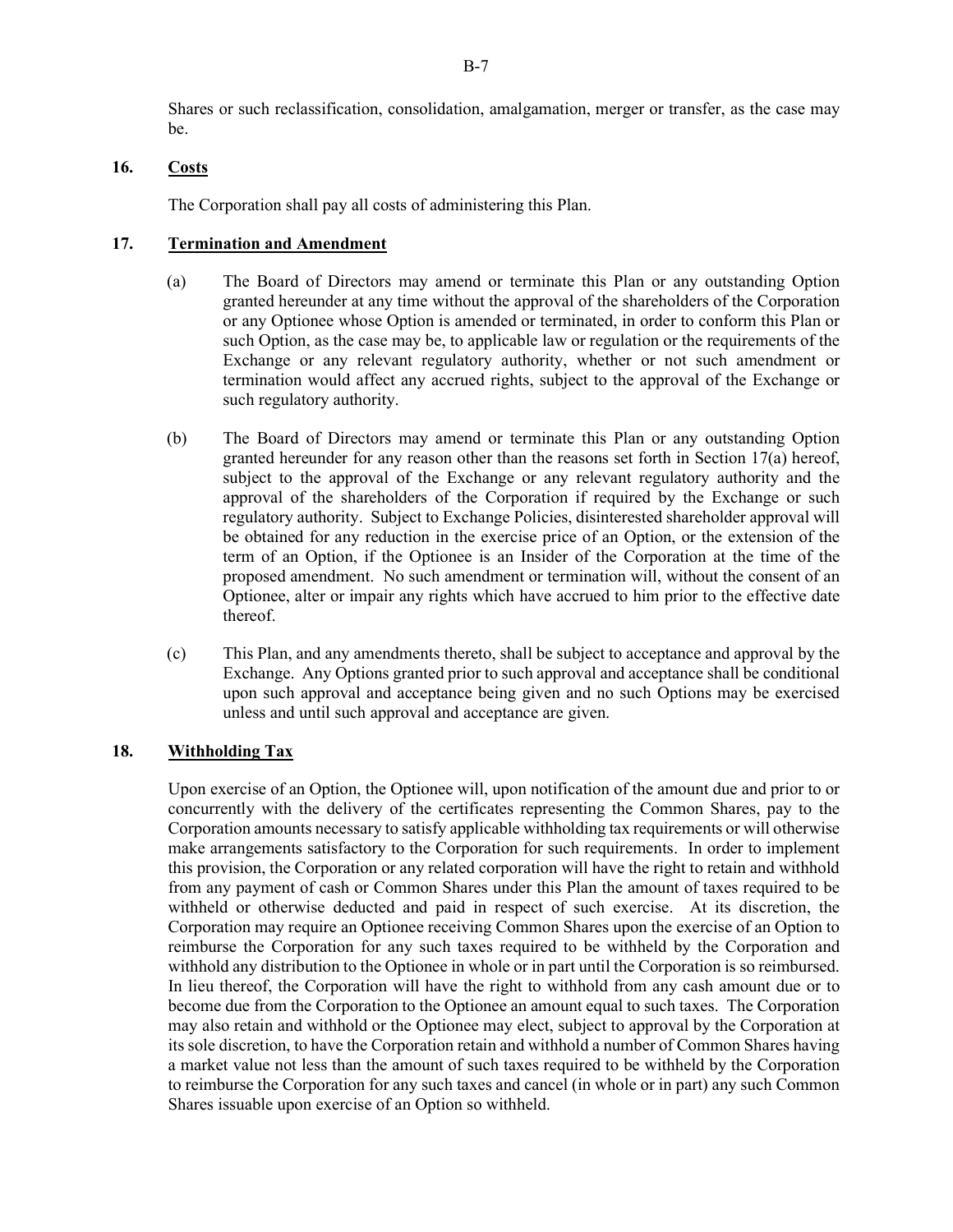Shares or such reclassification, consolidation, amalgamation, merger or transfer, as the case may be.

## 16. Costs

The Corporation shall pay all costs of administering this Plan.

## 17. Termination and Amendment

(a) The Board of Directors may amend or terminate this Plan or any outstanding Option granted hereunder at any time without the approval of the shareholders of the Corporation or any Optionee whose Option is amended or terminated, in order to conform this Plan or such Option, as the case may be, to applicable law or regulation or the requirements of the Exchange or any relevant regulatory authority, whether or not such amendment or termination would affect any accrued rights, subject to the approval of the Exchange or such regulatory authority.

(b) The Board of Directors may amend or terminate this Plan or any outstanding Option granted hereunder for any reason other than the reasons set forth in Section 17(a) hereof, subject to the approval of the Exchange or any relevant regulatory authority and the approval of the shareholders of the Corporation if required by the Exchange or such regulatory authority. Subject to Exchange Policies, disinterested shareholder approval will be obtained for any reduction in the exercise price of an Option, or the extension of the term of an Option, if the Optionee is an Insider of the Corporation at the time of the proposed amendment. No such amendment or termination will, without the consent of an Optionee, alter or impair any rights which have accrued to him prior to the effective date thereof.

(c) This Plan, and any amendments thereto, shall be subject to acceptance and approval by the Exchange. Any Options granted prior to such approval and acceptance shall be conditional upon such approval and acceptance being given and no such Options may be exercised unless and until such approval and acceptance are given.

## 18. Withholding Tax

Upon exercise of an Option, the Optionee will, upon notification of the amount due and prior to or concurrently with the delivery of the certificates representing the Common Shares, pay to the Corporation amounts necessary to satisfy applicable withholding tax requirements or will otherwise make arrangements satisfactory to the Corporation for such requirements. In order to implement this provision, the Corporation or any related corporation will have the right to retain and withhold from any payment of cash or Common Shares under this Plan the amount of taxes required to be withheld or otherwise deducted and paid in respect of such exercise. At its discretion, the Corporation may require an Optionee receiving Common Shares upon the exercise of an Option to reimburse the Corporation for any such taxes required to be withheld by the Corporation and withhold any distribution to the Optionee in whole or in part until the Corporation is so reimbursed. In lieu thereof, the Corporation will have the right to withhold from any cash amount due or to become due from the Corporation to the Optionee an amount equal to such taxes. The Corporation may also retain and withhold or the Optionee may elect, subject to approval by the Corporation at its sole discretion, to have the Corporation retain and withhold a number of Common Shares having a market value not less than the amount of such taxes required to be withheld by the Corporation to reimburse the Corporation for any such taxes and cancel (in whole or in part) any such Common Shares issuable upon exercise of an Option so withheld.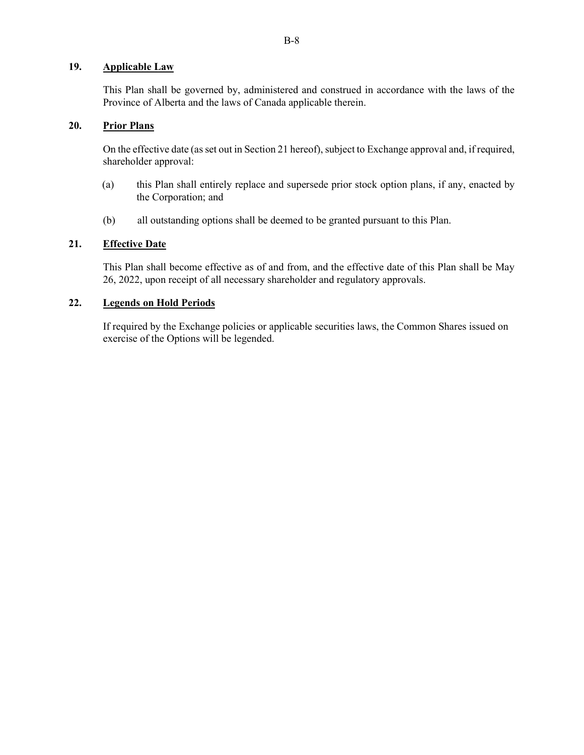## 19. Applicable Law

This Plan shall be governed by, administered and construed in accordance with the laws of the Province of Alberta and the laws of Canada applicable therein.

## 20. Prior Plans

On the effective date (as set out in Section 21 hereof), subject to Exchange approval and, if required, shareholder approval:

(a) this Plan shall entirely replace and supersede prior stock option plans, if any, enacted by the Corporation; and

(b) all outstanding options shall be deemed to be granted pursuant to this Plan.

## 21. Effective Date

This Plan shall become effective as of and from, and the effective date of this Plan shall be May 26, 2022, upon receipt of all necessary shareholder and regulatory approvals.

## 22. Legends on Hold Periods

If required by the Exchange policies or applicable securities laws, the Common Shares issued on exercise of the Options will be legended.